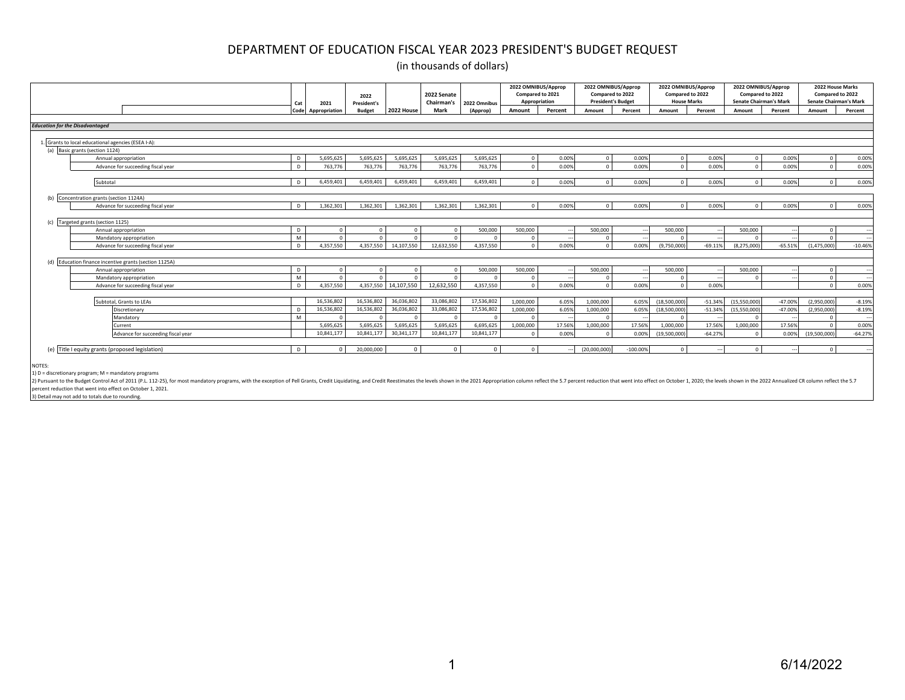# DEPARTMENT OF EDUCATION FISCAL YEAR 2023 PRESIDENT'S BUDGET REQUEST

(in thousands of dollars)

| | Cat Code | 2021 Appropriation | 2022 President's Budget | 2022 House | 2022 Senate Chairman's Mark | 2022 Omnibus (Approp) | 2022 OMNIBUS/Approp Compared to 2021 Appropriation | | 2022 OMNIBUS/Approp Compared to 2022 President's Budget | | 2022 OMNIBUS/Approp Compared to 2022 House Marks | | 2022 OMNIBUS/Approp Compared to 2022 Senate Chairman's Mark | | 2022 House Marks Compared to 2022 Senate Chairman's Mark | |
|---|---|---|---|---|---|---|---|---|---|---|---|---|---|---|---|---|
| | | | | | | | Amount | Percent | Amount | Percent | Amount | Percent | Amount | Percent | Amount | Percent |
| ***Education for the Disadvantaged*** | | | | | | | | | | | | | | | | |
| 1. Grants to local educational agencies (ESEA I-A): | | | | | | | | | | | | | | | | |
| (a) Basic grants (section 1124) | | | | | | | | | | | | | | | | |
| Annual appropriation | D | 5,695,625 | 5,695,625 | 5,695,625 | 5,695,625 | 5,695,625 | 0 | 0.00% | 0 | 0.00% | 0 | 0.00% | 0 | 0.00% | 0 | 0.00% |
| Advance for succeeding fiscal year | D | 763,776 | 763,776 | 763,776 | 763,776 | 763,776 | 0 | 0.00% | 0 | 0.00% | 0 | 0.00% | 0 | 0.00% | 0 | 0.00% |
| Subtotal | D | 6,459,401 | 6,459,401 | 6,459,401 | 6,459,401 | 6,459,401 | 0 | 0.00% | 0 | 0.00% | 0 | 0.00% | 0 | 0.00% | 0 | 0.00% |
| (b) Concentration grants (section 1124A) | | | | | | | | | | | | | | | | |
| Advance for succeeding fiscal year | D | 1,362,301 | 1,362,301 | 1,362,301 | 1,362,301 | 1,362,301 | 0 | 0.00% | 0 | 0.00% | 0 | 0.00% | 0 | 0.00% | 0 | 0.00% |
| (c) Targeted grants (section 1125) | | | | | | | | | | | | | | | | |
| Annual appropriation | D | 0 | 0 | 0 | 0 | 500,000 | 500,000 | --- | 500,000 | --- | 500,000 | --- | 500,000 | --- | 0 | --- |
| Mandatory appropriation | M | 0 | 0 | 0 | 0 | 0 | 0 | --- | 0 | --- | 0 | --- | 0 | --- | 0 | --- |
| Advance for succeeding fiscal year | D | 4,357,550 | 4,357,550 | 14,107,550 | 12,632,550 | 4,357,550 | 0 | 0.00% | 0 | 0.00% | (9,750,000) | -69.11% | (8,275,000) | -65.51% | (1,475,000) | -10.46% |
| (d) Education finance incentive grants (section 1125A) | | | | | | | | | | | | | | | | |
| Annual appropriation | D | 0 | 0 | 0 | 0 | 500,000 | 500,000 | --- | 500,000 | --- | 500,000 | --- | 500,000 | --- | 0 | --- |
| Mandatory appropriation | M | 0 | 0 | 0 | 0 | 0 | 0 | --- | 0 | --- | 0 | --- | 0 | --- | 0 | --- |
| Advance for succeeding fiscal year | D | 4,357,550 | 4,357,550 | 14,107,550 | 12,632,550 | 4,357,550 | 0 | 0.00% | 0 | 0.00% | 0 | 0.00% | | | 0 | 0.00% |
| Subtotal, Grants to LEAs | | 16,536,802 | 16,536,802 | 36,036,802 | 33,086,802 | 17,536,802 | 1,000,000 | 6.05% | 1,000,000 | 6.05% | (18,500,000) | -51.34% | (15,550,000) | -47.00% | (2,950,000) | -8.19% |
| Discretionary | D | 16,536,802 | 16,536,802 | 36,036,802 | 33,086,802 | 17,536,802 | 1,000,000 | 6.05% | 1,000,000 | 6.05% | (18,500,000) | -51.34% | (15,550,000) | -47.00% | (2,950,000) | -8.19% |
| Mandatory | M | 0 | 0 | 0 | 0 | 0 | 0 | --- | 0 | --- | 0 | --- | 0 | --- | 0 | --- |
| Current | | 5,695,625 | 5,695,625 | 5,695,625 | 5,695,625 | 6,695,625 | 1,000,000 | 17.56% | 1,000,000 | 17.56% | 1,000,000 | 17.56% | 1,000,000 | 17.56% | 0 | 0.00% |
| Advance for succeeding fiscal year | | 10,841,177 | 10,841,177 | 30,341,177 | 10,841,177 | 10,841,177 | 0 | 0.00% | 0 | 0.00% | (19,500,000) | -64.27% | 0 | 0.00% | (19,500,000) | -64.27% |
| (e) Title I equity grants (proposed legislation) | D | 0 | 20,000,000 | 0 | 0 | 0 | 0 | --- | (20,000,000) | -100.00% | 0 | --- | 0 | --- | 0 | --- |

NOTES:

1) D = discretionary program; M = mandatory programs

2) Pursuant to the Budget Control Act of 2011 (P.L. 112-25), for most mandatory programs, with the exception of Pell Grants, Credit Liquidating, and Credit Reestimates the levels shown in the 2021 Appropriation column reflect the 5.7 percent reduction that went into effect on October 1, 2020; the levels shown in the 2022 Annualized CR column reflect the 5.7 percent reduction that went into effect on October 1, 2021.

3) Detail may not add to totals due to rounding.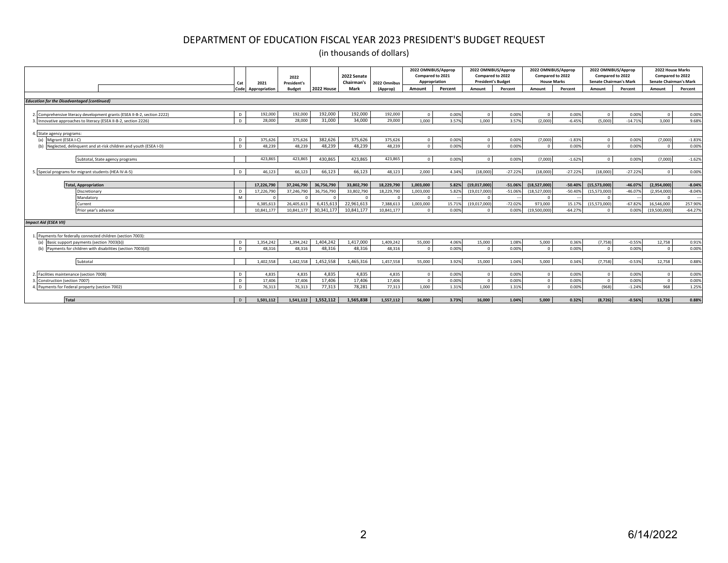# DEPARTMENT OF EDUCATION FISCAL YEAR 2023 PRESIDENT'S BUDGET REQUEST

(in thousands of dollars)

| | Cat Code | 2021 Appropriation | 2022 President's Budget | 2022 House | 2022 Senate Chairman's Mark | 2022 Omnibus (Approp) | 2022 OMNIBUS/Approp Compared to 2021 Appropriation | | 2022 OMNIBUS/Approp Compared to 2022 President's Budget | | 2022 OMNIBUS/Approp Compared to 2022 House Marks | | 2022 OMNIBUS/Approp Compared to 2022 Senate Chairman's Mark | | 2022 House Marks Compared to 2022 Senate Chairman's Mark | |
|---|---|---|---|---|---|---|---|---|---|---|---|---|---|---|---|---|
| | | | | | | | Amount | Percent | Amount | Percent | Amount | Percent | Amount | Percent | Amount | Percent |
| ***Education for the Disadvantaged (continued)*** | | | | | | | | | | | | | | | | |
| 2. Comprehensive literacy development grants (ESEA II-B-2, section 2222) | D | 192,000 | 192,000 | 192,000 | 192,000 | 192,000 | 0 | 0.00% | 0 | 0.00% | 0 | 0.00% | 0 | 0.00% | 0 | 0.00% |
| 3. Innovative approaches to literacy (ESEA II-B-2, section 2226) | D | 28,000 | 28,000 | 31,000 | 34,000 | 29,000 | 1,000 | 3.57% | 1,000 | 3.57% | (2,000) | -6.45% | (5,000) | -14.71% | 3,000 | 9.68% |
| 4. State agency programs: | | | | | | | | | | | | | | | | |
| (a) Migrant (ESEA I-C) | D | 375,626 | 375,626 | 382,626 | 375,626 | 375,626 | 0 | 0.00% | 0 | 0.00% | (7,000) | -1.83% | 0 | 0.00% | (7,000) | -1.83% |
| (b) Neglected, delinquent and at-risk children and youth (ESEA I-D) | D | 48,239 | 48,239 | 48,239 | 48,239 | 48,239 | 0 | 0.00% | 0 | 0.00% | 0 | 0.00% | 0 | 0.00% | 0 | 0.00% |
| Subtotal, State agency programs | | 423,865 | 423,865 | 430,865 | 423,865 | 423,865 | 0 | 0.00% | 0 | 0.00% | (7,000) | -1.62% | 0 | 0.00% | (7,000) | -1.62% |
| 5. Special programs for migrant students (HEA IV-A-5) | D | 46,123 | 66,123 | 66,123 | 66,123 | 48,123 | 2,000 | 4.34% | (18,000) | -27.22% | (18,000) | -27.22% | (18,000) | -27.22% | 0 | 0.00% |
| **Total, Appropriation** | | **17,226,790** | **37,246,790** | **36,756,790** | **33,802,790** | **18,229,790** | **1,003,000** | **5.82%** | **(19,017,000)** | **-51.06%** | **(18,527,000)** | **-50.40%** | **(15,573,000)** | **-46.07%** | **(2,954,000)** | **-8.04%** |
| Discretionary | D | 17,226,790 | 37,246,790 | 36,756,790 | 33,802,790 | 18,229,790 | 1,003,000 | 5.82% | (19,017,000) | -51.06% | (18,527,000) | -50.40% | (15,573,000) | -46.07% | (2,954,000) | -8.04% |
| Mandatory | M | 0 | 0 | 0 | 0 | 0 | 0 | --- | 0 | --- | 0 | --- | 0 | --- | 0 | --- |
| Current | | 6,385,613 | 26,405,613 | 6,415,613 | 22,961,613 | 7,388,613 | 1,003,000 | 15.71% | (19,017,000) | -72.02% | 973,000 | 15.17% | (15,573,000) | -67.82% | 16,546,000 | 257.90% |
| Prior year's advance | | 10,841,177 | 10,841,177 | 30,341,177 | 10,841,177 | 10,841,177 | 0 | 0.00% | 0 | 0.00% | (19,500,000) | -64.27% | 0 | 0.00% | (19,500,000) | -64.27% |
| ***Impact Aid (ESEA VII)*** | | | | | | | | | | | | | | | | |
| 1. Payments for federally connected children (section 7003): | | | | | | | | | | | | | | | | |
| (a) Basic support payments (section 7003(b)) | D | 1,354,242 | 1,394,242 | 1,404,242 | 1,417,000 | 1,409,242 | 55,000 | 4.06% | 15,000 | 1.08% | 5,000 | 0.36% | (7,758) | -0.55% | 12,758 | 0.91% |
| (b) Payments for children with disabilities (section 7003(d)) | D | 48,316 | 48,316 | 48,316 | 48,316 | 48,316 | 0 | 0.00% | 0 | 0.00% | 0 | 0.00% | 0 | 0.00% | 0 | 0.00% |
| Subtotal | | 1,402,558 | 1,442,558 | 1,452,558 | 1,465,316 | 1,457,558 | 55,000 | 3.92% | 15,000 | 1.04% | 5,000 | 0.34% | (7,758) | -0.53% | 12,758 | 0.88% |
| 2. Facilities maintenance (section 7008) | D | 4,835 | 4,835 | 4,835 | 4,835 | 4,835 | 0 | 0.00% | 0 | 0.00% | 0 | 0.00% | 0 | 0.00% | 0 | 0.00% |
| 3. Construction (section 7007) | D | 17,406 | 17,406 | 17,406 | 17,406 | 17,406 | 0 | 0.00% | 0 | 0.00% | 0 | 0.00% | 0 | 0.00% | 0 | 0.00% |
| 4. Payments for Federal property (section 7002) | D | 76,313 | 76,313 | 77,313 | 78,281 | 77,313 | 1,000 | 1.31% | 1,000 | 1.31% | 0 | 0.00% | (968) | -1.24% | 968 | 1.25% |
| **Total** | D | **1,501,112** | **1,541,112** | **1,552,112** | **1,565,838** | **1,557,112** | **56,000** | **3.73%** | **16,000** | **1.04%** | **5,000** | **0.32%** | **(8,726)** | **-0.56%** | **13,726** | **0.88%** |

6/14/2022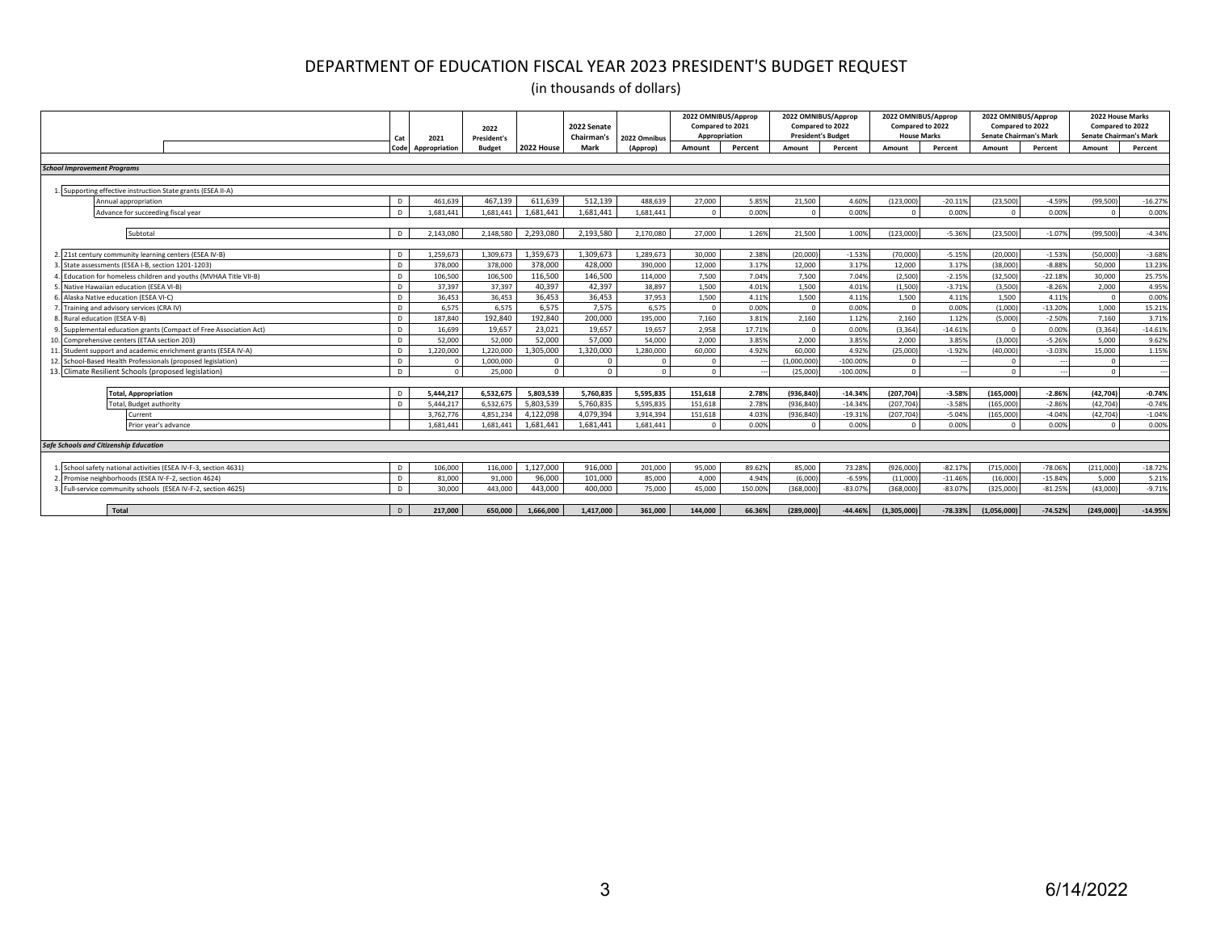# DEPARTMENT OF EDUCATION FISCAL YEAR 2023 PRESIDENT'S BUDGET REQUEST

(in thousands of dollars)

| | Cat Code | 2021 Appropriation | 2022 President's Budget | 2022 House | 2022 Senate Chairman's Mark | 2022 Omnibus (Approp) | 2022 OMNIBUS/Approp Compared to 2021 Appropriation | | 2022 OMNIBUS/Approp Compared to 2022 President's Budget | | 2022 OMNIBUS/Approp Compared to 2022 House Marks | | 2022 OMNIBUS/Approp Compared to 2022 Senate Chairman's Mark | | 2022 House Marks Compared to 2022 Senate Chairman's Mark | |
|---|---|---|---|---|---|---|---|---|---|---|---|---|---|---|---|---|
| | | | | | | | Amount | Percent | Amount | Percent | Amount | Percent | Amount | Percent | Amount | Percent |
| ***School Improvement Programs*** | | | | | | | | | | | | | | | | |
| 1. Supporting effective instruction State grants (ESEA II-A) | | | | | | | | | | | | | | | | |
| Annual appropriation | D | 461,639 | 467,139 | 611,639 | 512,139 | 488,639 | 27,000 | 5.85% | 21,500 | 4.60% | (123,000) | -20.11% | (23,500) | -4.59% | (99,500) | -16.27% |
| Advance for succeeding fiscal year | D | 1,681,441 | 1,681,441 | 1,681,441 | 1,681,441 | 1,681,441 | 0 | 0.00% | 0 | 0.00% | 0 | 0.00% | 0 | 0.00% | 0 | 0.00% |
| Subtotal | D | 2,143,080 | 2,148,580 | 2,293,080 | 2,193,580 | 2,170,080 | 27,000 | 1.26% | 21,500 | 1.00% | (123,000) | -5.36% | (23,500) | -1.07% | (99,500) | -4.34% |
| 2. 21st century community learning centers (ESEA IV-B) | D | 1,259,673 | 1,309,673 | 1,359,673 | 1,309,673 | 1,289,673 | 30,000 | 2.38% | (20,000) | -1.53% | (70,000) | -5.15% | (20,000) | -1.53% | (50,000) | -3.68% |
| 3. State assessments (ESEA I-B, section 1201-1203) | D | 378,000 | 378,000 | 378,000 | 428,000 | 390,000 | 12,000 | 3.17% | 12,000 | 3.17% | 12,000 | 3.17% | (38,000) | -8.88% | 50,000 | 13.23% |
| 4. Education for homeless children and youths (MVHAA Title VII-B) | D | 106,500 | 106,500 | 116,500 | 146,500 | 114,000 | 7,500 | 7.04% | 7,500 | 7.04% | (2,500) | -2.15% | (32,500) | -22.18% | 30,000 | 25.75% |
| 5. Native Hawaiian education (ESEA VI-B) | D | 37,397 | 37,397 | 40,397 | 42,397 | 38,897 | 1,500 | 4.01% | 1,500 | 4.01% | (1,500) | -3.71% | (3,500) | -8.26% | 2,000 | 4.95% |
| 6. Alaska Native education (ESEA VI-C) | D | 36,453 | 36,453 | 36,453 | 36,453 | 37,953 | 1,500 | 4.11% | 1,500 | 4.11% | 1,500 | 4.11% | 1,500 | 4.11% | 0 | 0.00% |
| 7. Training and advisory services (CRA IV) | D | 6,575 | 6,575 | 6,575 | 7,575 | 6,575 | 0 | 0.00% | 0 | 0.00% | 0 | 0.00% | (1,000) | -13.20% | 1,000 | 15.21% |
| 8. Rural education (ESEA V-B) | D | 187,840 | 192,840 | 192,840 | 200,000 | 195,000 | 7,160 | 3.81% | 2,160 | 1.12% | 2,160 | 1.12% | (5,000) | -2.50% | 7,160 | 3.71% |
| 9. Supplemental education grants (Compact of Free Association Act) | D | 16,699 | 19,657 | 23,021 | 19,657 | 19,657 | 2,958 | 17.71% | 0 | 0.00% | (3,364) | -14.61% | 0 | 0.00% | (3,364) | -14.61% |
| 10. Comprehensive centers (ETAA section 203) | D | 52,000 | 52,000 | 52,000 | 57,000 | 54,000 | 2,000 | 3.85% | 2,000 | 3.85% | 2,000 | 3.85% | (3,000) | -5.26% | 5,000 | 9.62% |
| 11. Student support and academic enrichment grants (ESEA IV-A) | D | 1,220,000 | 1,220,000 | 1,305,000 | 1,320,000 | 1,280,000 | 60,000 | 4.92% | 60,000 | 4.92% | (25,000) | -1.92% | (40,000) | -3.03% | 15,000 | 1.15% |
| 12. School-Based Health Professionals (proposed legislation) | D | 0 | 1,000,000 | 0 | 0 | 0 | 0 | --- | (1,000,000) | -100.00% | 0 | --- | 0 | --- | 0 | --- |
| 13. Climate Resilient Schools (proposed legislation) | D | 0 | 25,000 | 0 | 0 | 0 | 0 | --- | (25,000) | -100.00% | 0 | --- | 0 | --- | 0 | --- |
| **Total, Appropriation** | D | **5,444,217** | **6,532,675** | **5,803,539** | **5,760,835** | **5,595,835** | **151,618** | **2.78%** | **(936,840)** | **-14.34%** | **(207,704)** | **-3.58%** | **(165,000)** | **-2.86%** | **(42,704)** | **-0.74%** |
| Total, Budget authority | D | 5,444,217 | 6,532,675 | 5,803,539 | 5,760,835 | 5,595,835 | 151,618 | 2.78% | (936,840) | -14.34% | (207,704) | -3.58% | (165,000) | -2.86% | (42,704) | -0.74% |
| Current | | 3,762,776 | 4,851,234 | 4,122,098 | 4,079,394 | 3,914,394 | 151,618 | 4.03% | (936,840) | -19.31% | (207,704) | -5.04% | (165,000) | -4.04% | (42,704) | -1.04% |
| Prior year's advance | | 1,681,441 | 1,681,441 | 1,681,441 | 1,681,441 | 1,681,441 | 0 | 0.00% | 0 | 0.00% | 0 | 0.00% | 0 | 0.00% | 0 | 0.00% |
| ***Safe Schools and Citizenship Education*** | | | | | | | | | | | | | | | | |
| 1. School safety national activities (ESEA IV-F-3, section 4631) | D | 106,000 | 116,000 | 1,127,000 | 916,000 | 201,000 | 95,000 | 89.62% | 85,000 | 73.28% | (926,000) | -82.17% | (715,000) | -78.06% | (211,000) | -18.72% |
| 2. Promise neighborhoods (ESEA IV-F-2, section 4624) | D | 81,000 | 91,000 | 96,000 | 101,000 | 85,000 | 4,000 | 4.94% | (6,000) | -6.59% | (11,000) | -11.46% | (16,000) | -15.84% | 5,000 | 5.21% |
| 3. Full-service community schools (ESEA IV-F-2, section 4625) | D | 30,000 | 443,000 | 443,000 | 400,000 | 75,000 | 45,000 | 150.00% | (368,000) | -83.07% | (368,000) | -83.07% | (325,000) | -81.25% | (43,000) | -9.71% |
| **Total** | D | **217,000** | **650,000** | **1,666,000** | **1,417,000** | **361,000** | **144,000** | **66.36%** | **(289,000)** | **-44.46%** | **(1,305,000)** | **-78.33%** | **(1,056,000)** | **-74.52%** | **(249,000)** | **-14.95%** |

6/14/2022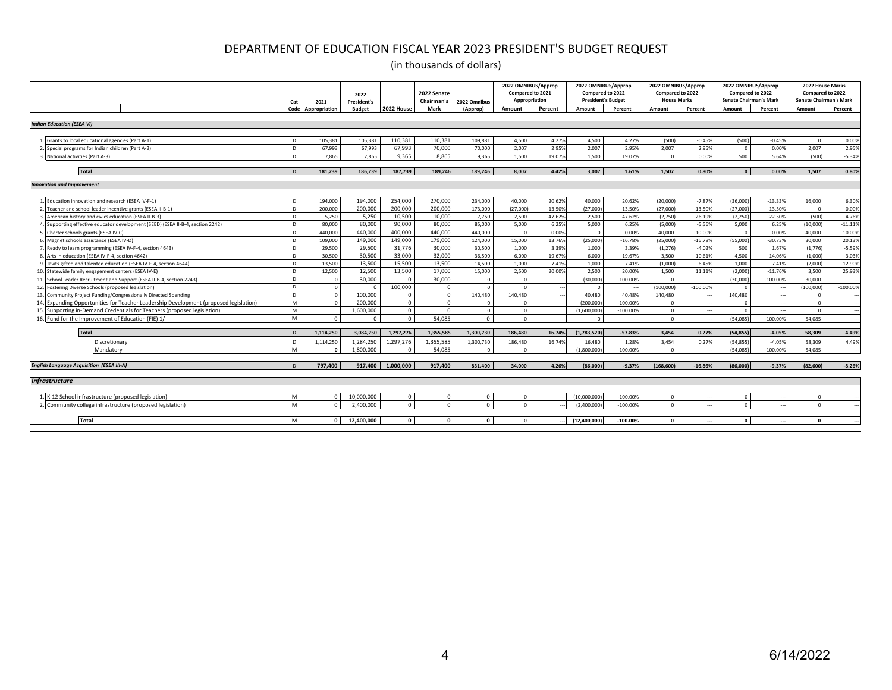# DEPARTMENT OF EDUCATION FISCAL YEAR 2023 PRESIDENT'S BUDGET REQUEST

(in thousands of dollars)

| | Cat Code | 2021 Appropriation | 2022 President's Budget | 2022 House | 2022 Senate Chairman's Mark | 2022 Omnibus (Approp) | 2022 OMNIBUS/Approp Compared to 2021 Appropriation | | 2022 OMNIBUS/Approp Compared to 2022 President's Budget | | 2022 OMNIBUS/Approp Compared to 2022 House Marks | | 2022 OMNIBUS/Approp Compared to 2022 Senate Chairman's Mark | | 2022 House Marks Compared to 2022 Senate Chairman's Mark | |
|---|---|---|---|---|---|---|---|---|---|---|---|---|---|---|---|---|
| | | | | | | | Amount | Percent | Amount | Percent | Amount | Percent | Amount | Percent | Amount | Percent |
| ***Indian Education (ESEA VI)*** | | | | | | | | | | | | | | | | |
| 1. Grants to local educational agencies (Part A-1) | D | 105,381 | 105,381 | 110,381 | 110,381 | 109,881 | 4,500 | 4.27% | 4,500 | 4.27% | (500) | -0.45% | (500) | -0.45% | 0 | 0.00% |
| 2. Special programs for Indian children (Part A-2) | D | 67,993 | 67,993 | 67,993 | 70,000 | 70,000 | 2,007 | 2.95% | 2,007 | 2.95% | 2,007 | 2.95% | 0 | 0.00% | 2,007 | 2.95% |
| 3. National activities (Part A-3) | D | 7,865 | 7,865 | 9,365 | 8,865 | 9,365 | 1,500 | 19.07% | 1,500 | 19.07% | 0 | 0.00% | 500 | 5.64% | (500) | -5.34% |
| **Total** | D | **181,239** | **186,239** | **187,739** | **189,246** | **189,246** | **8,007** | **4.42%** | **3,007** | **1.61%** | **1,507** | **0.80%** | **0** | **0.00%** | **1,507** | **0.80%** |
| ***Innovation and Improvement*** | | | | | | | | | | | | | | | | |
| 1. Education innovation and research (ESEA IV-F-1) | D | 194,000 | 194,000 | 254,000 | 270,000 | 234,000 | 40,000 | 20.62% | 40,000 | 20.62% | (20,000) | -7.87% | (36,000) | -13.33% | 16,000 | 6.30% |
| 2. Teacher and school leader incentive grants (ESEA II-B-1) | D | 200,000 | 200,000 | 200,000 | 200,000 | 173,000 | (27,000) | -13.50% | (27,000) | -13.50% | (27,000) | -13.50% | (27,000) | -13.50% | 0 | 0.00% |
| 3. American history and civics education (ESEA II-B-3) | D | 5,250 | 5,250 | 10,500 | 10,000 | 7,750 | 2,500 | 47.62% | 2,500 | 47.62% | (2,750) | -26.19% | (2,250) | -22.50% | (500) | -4.76% |
| 4. Supporting effective educator development (SEED) (ESEA II-B-4, section 2242) | D | 80,000 | 80,000 | 90,000 | 80,000 | 85,000 | 5,000 | 6.25% | 5,000 | 6.25% | (5,000) | -5.56% | 5,000 | 6.25% | (10,000) | -11.11% |
| 5. Charter schools grants (ESEA IV-C) | D | 440,000 | 440,000 | 400,000 | 440,000 | 440,000 | 0 | 0.00% | 0 | 0.00% | 40,000 | 10.00% | 0 | 0.00% | 40,000 | 10.00% |
| 6. Magnet schools assistance (ESEA IV-D) | D | 109,000 | 149,000 | 149,000 | 179,000 | 124,000 | 15,000 | 13.76% | (25,000) | -16.78% | (25,000) | -16.78% | (55,000) | -30.73% | 30,000 | 20.13% |
| 7. Ready to learn programming (ESEA IV-F-4, section 4643) | D | 29,500 | 29,500 | 31,776 | 30,000 | 30,500 | 1,000 | 3.39% | 1,000 | 3.39% | (1,276) | -4.02% | 500 | 1.67% | (1,776) | -5.59% |
| 8. Arts in education (ESEA IV-F-4, section 4642) | D | 30,500 | 30,500 | 33,000 | 32,000 | 36,500 | 6,000 | 19.67% | 6,000 | 19.67% | 3,500 | 10.61% | 4,500 | 14.06% | (1,000) | -3.03% |
| 9. Javits gifted and talented education (ESEA IV-F-4, section 4644) | D | 13,500 | 13,500 | 15,500 | 13,500 | 14,500 | 1,000 | 7.41% | 1,000 | 7.41% | (1,000) | -6.45% | 1,000 | 7.41% | (2,000) | -12.90% |
| 10. Statewide family engagement centers (ESEA IV-E) | D | 12,500 | 12,500 | 13,500 | 17,000 | 15,000 | 2,500 | 20.00% | 2,500 | 20.00% | 1,500 | 11.11% | (2,000) | -11.76% | 3,500 | 25.93% |
| 11. School Leader Recruitment and Support (ESEA II-B-4, section 2243) | D | 0 | 30,000 | 0 | 30,000 | 0 | 0 | --- | (30,000) | -100.00% | 0 | --- | (30,000) | -100.00% | 30,000 | --- |
| 12. Fostering Diverse Schools (proposed legislation) | D | 0 | 0 | 100,000 | 0 | 0 | 0 | --- | 0 | --- | (100,000) | -100.00% | 0 | --- | (100,000) | -100.00% |
| 13. Community Project Funding/Congressionally Directed Spending | D | 0 | 100,000 | 0 | 0 | 140,480 | 140,480 | --- | 40,480 | 40.48% | 140,480 | --- | 140,480 | --- | 0 | --- |
| 14. Expanding Opportunities for Teacher Leadership Development (proposed legislation) | M | 0 | 200,000 | 0 | 0 | 0 | 0 | --- | (200,000) | -100.00% | 0 | --- | 0 | --- | 0 | --- |
| 15. Supporting in-Demand Credentials for Teachers (proposed legislation) | M | | 1,600,000 | 0 | 0 | 0 | 0 | | (1,600,000) | -100.00% | 0 | --- | 0 | --- | 0 | --- |
| 16. Fund for the Improvement of Education (FIE) 1/ | M | 0 | 0 | 0 | 54,085 | 0 | 0 | --- | 0 | --- | 0 | --- | (54,085) | -100.00% | 54,085 | --- |
| **Total** | D | **1,114,250** | **3,084,250** | **1,297,276** | **1,355,585** | **1,300,730** | **186,480** | **16.74%** | **(1,783,520)** | **-57.83%** | **3,454** | **0.27%** | **(54,855)** | **-4.05%** | **58,309** | **4.49%** |
| Discretionary | D | 1,114,250 | 1,284,250 | 1,297,276 | 1,355,585 | 1,300,730 | 186,480 | 16.74% | 16,480 | 1.28% | 3,454 | 0.27% | (54,855) | -4.05% | 58,309 | 4.49% |
| Mandatory | M | 0 | 1,800,000 | 0 | 54,085 | 0 | 0 | --- | (1,800,000) | -100.00% | 0 | --- | (54,085) | -100.00% | 54,085 | --- |
| ***English Language Acquisition (ESEA III-A)*** | D | **797,400** | **917,400** | **1,000,000** | **917,400** | **831,400** | **34,000** | **4.26%** | **(86,000)** | **-9.37%** | **(168,600)** | **-16.86%** | **(86,000)** | **-9.37%** | **(82,600)** | **-8.26%** |
| ***Infrastructure*** | | | | | | | | | | | | | | | | |
| 1. K-12 School infrastructure (proposed legislation) | M | 0 | 10,000,000 | 0 | 0 | 0 | 0 | --- | (10,000,000) | -100.00% | 0 | --- | 0 | --- | 0 | --- |
| 2. Community college infrastructure (proposed legislation) | M | 0 | 2,400,000 | 0 | 0 | 0 | 0 | --- | (2,400,000) | -100.00% | 0 | --- | 0 | --- | 0 | --- |
| **Total** | M | **0** | **12,400,000** | **0** | **0** | **0** | **0** | **---** | **(12,400,000)** | **-100.00%** | **0** | **---** | **0** | **---** | **0** | **---** |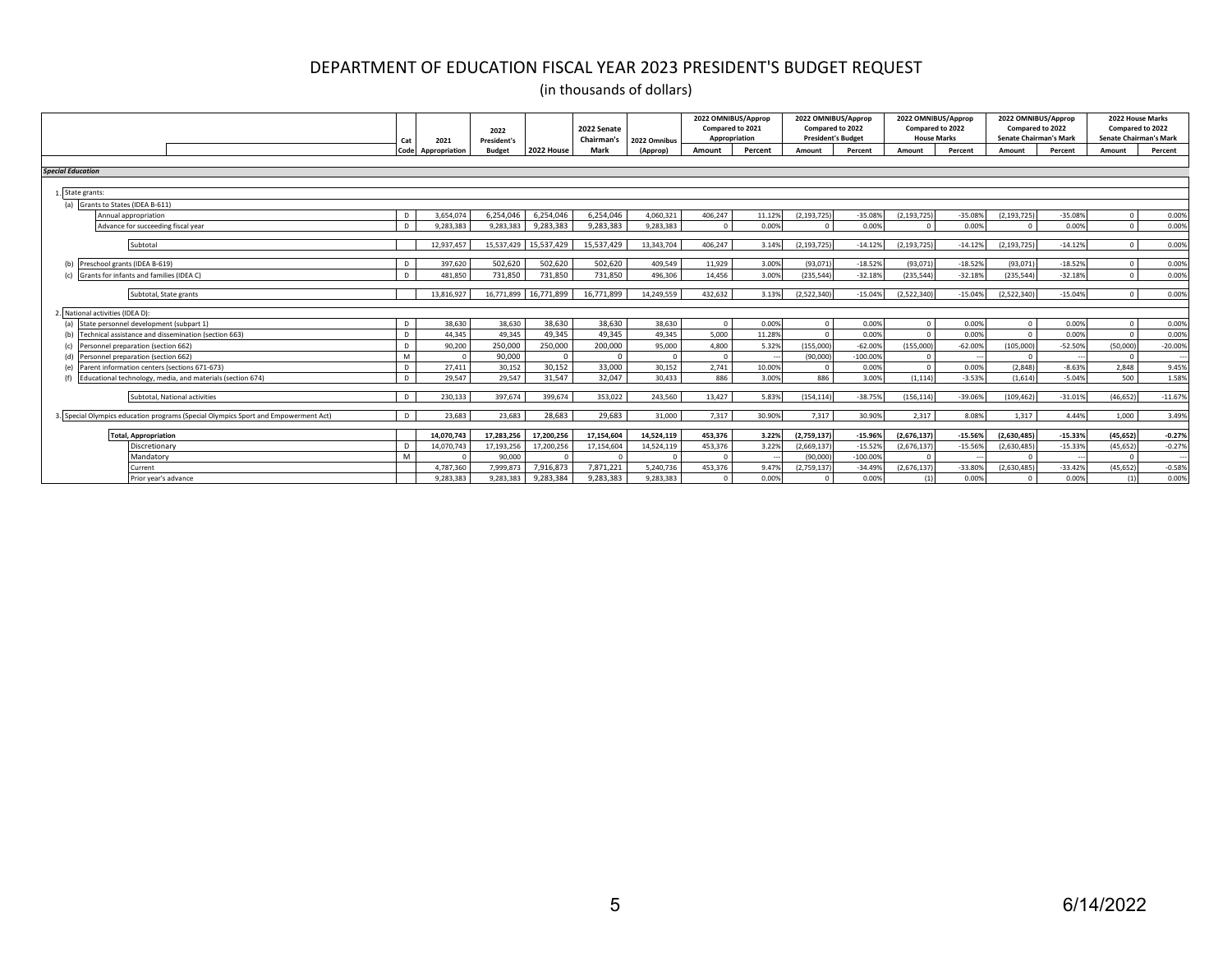# DEPARTMENT OF EDUCATION FISCAL YEAR 2023 PRESIDENT'S BUDGET REQUEST

(in thousands of dollars)

| | Cat Code | 2021 Appropriation | 2022 President's Budget | 2022 House | 2022 Senate Chairman's Mark | 2022 Omnibus (Approp) | 2022 OMNIBUS/Approp Compared to 2021 Appropriation | | 2022 OMNIBUS/Approp Compared to 2022 President's Budget | | 2022 OMNIBUS/Approp Compared to 2022 House Marks | | 2022 OMNIBUS/Approp Compared to 2022 Senate Chairman's Mark | | 2022 House Marks Compared to 2022 Senate Chairman's Mark | |
|---|---|---|---|---|---|---|---|---|---|---|---|---|---|---|---|---|
| | | | | | | | Amount | Percent | Amount | Percent | Amount | Percent | Amount | Percent | Amount | Percent |
| ***Special Education*** | | | | | | | | | | | | | | | | |
| 1. State grants: | | | | | | | | | | | | | | | | |
| (a) Grants to States (IDEA B-611) | | | | | | | | | | | | | | | | |
| Annual appropriation | D | 3,654,074 | 6,254,046 | 6,254,046 | 6,254,046 | 4,060,321 | 406,247 | 11.12% | (2,193,725) | -35.08% | (2,193,725) | -35.08% | (2,193,725) | -35.08% | 0 | 0.00% |
| Advance for succeeding fiscal year | D | 9,283,383 | 9,283,383 | 9,283,383 | 9,283,383 | 9,283,383 | 0 | 0.00% | 0 | 0.00% | 0 | 0.00% | 0 | 0.00% | 0 | 0.00% |
| Subtotal | | 12,937,457 | 15,537,429 | 15,537,429 | 15,537,429 | 13,343,704 | 406,247 | 3.14% | (2,193,725) | -14.12% | (2,193,725) | -14.12% | (2,193,725) | -14.12% | 0 | 0.00% |
| (b) Preschool grants (IDEA B-619) | D | 397,620 | 502,620 | 502,620 | 502,620 | 409,549 | 11,929 | 3.00% | (93,071) | -18.52% | (93,071) | -18.52% | (93,071) | -18.52% | 0 | 0.00% |
| (c) Grants for infants and families (IDEA C) | D | 481,850 | 731,850 | 731,850 | 731,850 | 496,306 | 14,456 | 3.00% | (235,544) | -32.18% | (235,544) | -32.18% | (235,544) | -32.18% | 0 | 0.00% |
| Subtotal, State grants | | 13,816,927 | 16,771,899 | 16,771,899 | 16,771,899 | 14,249,559 | 432,632 | 3.13% | (2,522,340) | -15.04% | (2,522,340) | -15.04% | (2,522,340) | -15.04% | 0 | 0.00% |
| 2. National activities (IDEA D): | | | | | | | | | | | | | | | | |
| (a) State personnel development (subpart 1) | D | 38,630 | 38,630 | 38,630 | 38,630 | 38,630 | 0 | 0.00% | 0 | 0.00% | 0 | 0.00% | 0 | 0.00% | 0 | 0.00% |
| (b) Technical assistance and dissemination (section 663) | D | 44,345 | 49,345 | 49,345 | 49,345 | 49,345 | 5,000 | 11.28% | 0 | 0.00% | 0 | 0.00% | 0 | 0.00% | 0 | 0.00% |
| (c) Personnel preparation (section 662) | D | 90,200 | 250,000 | 250,000 | 200,000 | 95,000 | 4,800 | 5.32% | (155,000) | -62.00% | (155,000) | -62.00% | (105,000) | -52.50% | (50,000) | -20.00% |
| (d) Personnel preparation (section 662) | M | 0 | 90,000 | 0 | 0 | 0 | 0 | --- | (90,000) | -100.00% | 0 | --- | 0 | --- | 0 | --- |
| (e) Parent information centers (sections 671-673) | D | 27,411 | 30,152 | 30,152 | 33,000 | 30,152 | 2,741 | 10.00% | 0 | 0.00% | 0 | 0.00% | (2,848) | -8.63% | 2,848 | 9.45% |
| (f) Educational technology, media, and materials (section 674) | D | 29,547 | 29,547 | 31,547 | 32,047 | 30,433 | 886 | 3.00% | 886 | 3.00% | (1,114) | -3.53% | (1,614) | -5.04% | 500 | 1.58% |
| Subtotal, National activities | D | 230,133 | 397,674 | 399,674 | 353,022 | 243,560 | 13,427 | 5.83% | (154,114) | -38.75% | (156,114) | -39.06% | (109,462) | -31.01% | (46,652) | -11.67% |
| 3. Special Olympics education programs (Special Olympics Sport and Empowerment Act) | D | 23,683 | 23,683 | 28,683 | 29,683 | 31,000 | 7,317 | 30.90% | 7,317 | 30.90% | 2,317 | 8.08% | 1,317 | 4.44% | 1,000 | 3.49% |
| **Total, Appropriation** | | **14,070,743** | **17,283,256** | **17,200,256** | **17,154,604** | **14,524,119** | **453,376** | **3.22%** | **(2,759,137)** | **-15.96%** | **(2,676,137)** | **-15.56%** | **(2,630,485)** | **-15.33%** | **(45,652)** | **-0.27%** |
| Discretionary | D | 14,070,743 | 17,193,256 | 17,200,256 | 17,154,604 | 14,524,119 | 453,376 | 3.22% | (2,669,137) | -15.52% | (2,676,137) | -15.56% | (2,630,485) | -15.33% | (45,652) | -0.27% |
| Mandatory | M | 0 | 90,000 | 0 | 0 | 0 | 0 | --- | (90,000) | -100.00% | 0 | --- | 0 | --- | 0 | --- |
| Current | | 4,787,360 | 7,999,873 | 7,916,873 | 7,871,221 | 5,240,736 | 453,376 | 9.47% | (2,759,137) | -34.49% | (2,676,137) | -33.80% | (2,630,485) | -33.42% | (45,652) | -0.58% |
| Prior year's advance | | 9,283,383 | 9,283,383 | 9,283,384 | 9,283,383 | 9,283,383 | 0 | 0.00% | 0 | 0.00% | (1) | 0.00% | 0 | 0.00% | (1) | 0.00% |

6/14/2022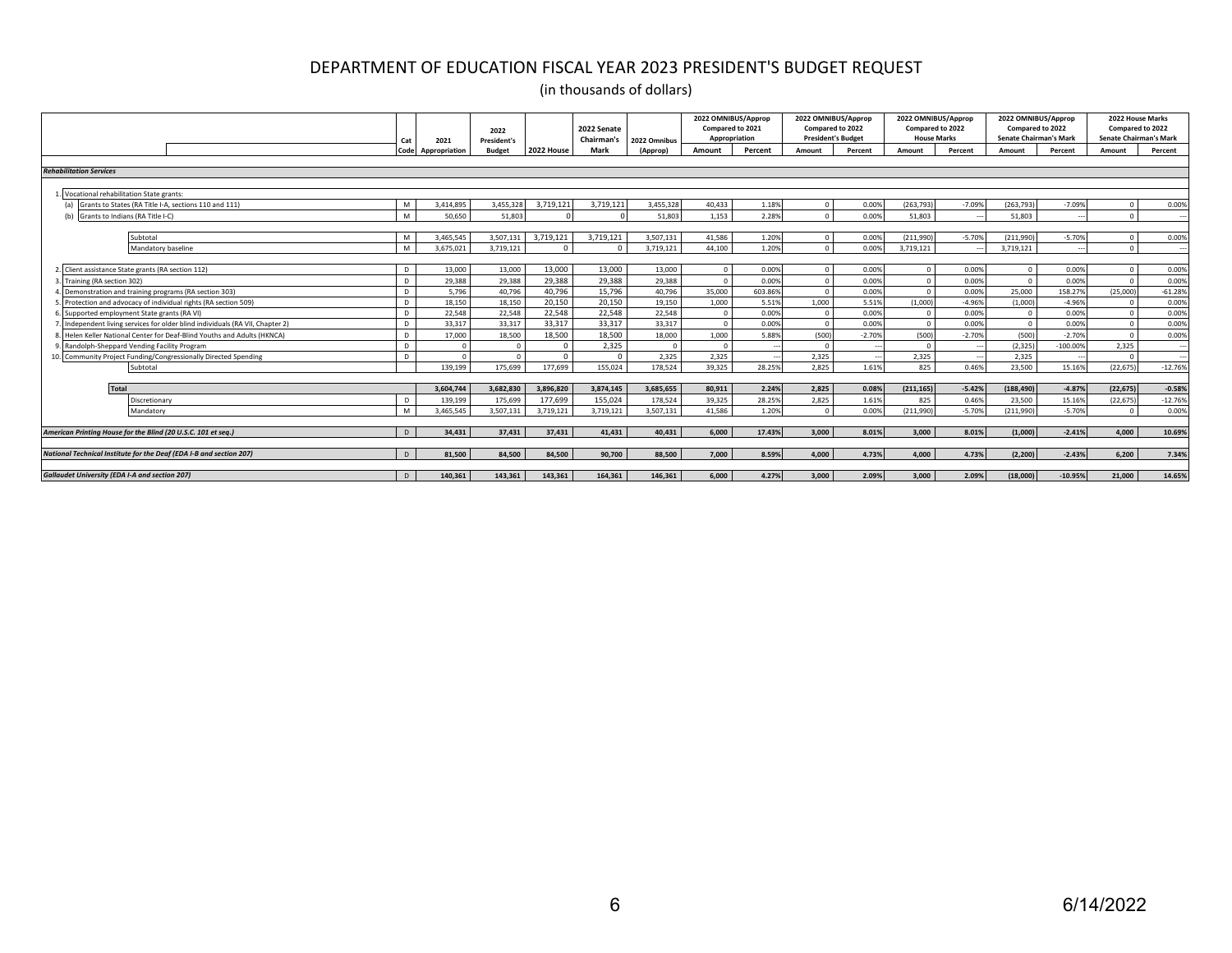# DEPARTMENT OF EDUCATION FISCAL YEAR 2023 PRESIDENT'S BUDGET REQUEST

(in thousands of dollars)

| | Cat Code | 2021 Appropriation | 2022 President's Budget | 2022 House | 2022 Senate Chairman's Mark | 2022 Omnibus (Approp) | 2022 OMNIBUS/Approp Compared to 2021 Appropriation | | 2022 OMNIBUS/Approp Compared to 2022 President's Budget | | 2022 OMNIBUS/Approp Compared to 2022 House Marks | | 2022 OMNIBUS/Approp Compared to 2022 Senate Chairman's Mark | | 2022 House Marks Compared to 2022 Senate Chairman's Mark | |
|---|---|---|---|---|---|---|---|---|---|---|---|---|---|---|---|---|
| | | | | | | | Amount | Percent | Amount | Percent | Amount | Percent | Amount | Percent | Amount | Percent |
| ***Rehabilitation Services*** | | | | | | | | | | | | | | | | |
| 1. Vocational rehabilitation State grants: | | | | | | | | | | | | | | | | |
| (a) Grants to States (RA Title I-A, sections 110 and 111) | M | 3,414,895 | 3,455,328 | 3,719,121 | 3,719,121 | 3,455,328 | 40,433 | 1.18% | 0 | 0.00% | (263,793) | -7.09% | (263,793) | -7.09% | 0 | 0.00% |
| (b) Grants to Indians (RA Title I-C) | M | 50,650 | 51,803 | 0 | 0 | 51,803 | 1,153 | 2.28% | 0 | 0.00% | 51,803 | --- | 51,803 | --- | 0 | --- |
| Subtotal | M | 3,465,545 | 3,507,131 | 3,719,121 | 3,719,121 | 3,507,131 | 41,586 | 1.20% | 0 | 0.00% | (211,990) | -5.70% | (211,990) | -5.70% | 0 | 0.00% |
| Mandatory baseline | M | 3,675,021 | 3,719,121 | 0 | 0 | 3,719,121 | 44,100 | 1.20% | 0 | 0.00% | 3,719,121 | --- | 3,719,121 | --- | 0 | --- |
| 2. Client assistance State grants (RA section 112) | D | 13,000 | 13,000 | 13,000 | 13,000 | 13,000 | 0 | 0.00% | 0 | 0.00% | 0 | 0.00% | 0 | 0.00% | 0 | 0.00% |
| 3. Training (RA section 302) | D | 29,388 | 29,388 | 29,388 | 29,388 | 29,388 | 0 | 0.00% | 0 | 0.00% | 0 | 0.00% | 0 | 0.00% | 0 | 0.00% |
| 4. Demonstration and training programs (RA section 303) | D | 5,796 | 40,796 | 40,796 | 15,796 | 40,796 | 35,000 | 603.86% | 0 | 0.00% | 0 | 0.00% | 25,000 | 158.27% | (25,000) | -61.28% |
| 5. Protection and advocacy of individual rights (RA section 509) | D | 18,150 | 18,150 | 20,150 | 20,150 | 19,150 | 1,000 | 5.51% | 1,000 | 5.51% | (1,000) | -4.96% | (1,000) | -4.96% | 0 | 0.00% |
| 6. Supported employment State grants (RA VI) | D | 22,548 | 22,548 | 22,548 | 22,548 | 22,548 | 0 | 0.00% | 0 | 0.00% | 0 | 0.00% | 0 | 0.00% | 0 | 0.00% |
| 7. Independent living services for older blind individuals (RA VII, Chapter 2) | D | 33,317 | 33,317 | 33,317 | 33,317 | 33,317 | 0 | 0.00% | 0 | 0.00% | 0 | 0.00% | 0 | 0.00% | 0 | 0.00% |
| 8. Helen Keller National Center for Deaf-Blind Youths and Adults (HKNCA) | D | 17,000 | 18,500 | 18,500 | 18,500 | 18,000 | 1,000 | 5.88% | (500) | -2.70% | (500) | -2.70% | (500) | -2.70% | 0 | 0.00% |
| 9. Randolph-Sheppard Vending Facility Program | D | 0 | 0 | 0 | 2,325 | 0 | 0 | --- | 0 | --- | 0 | --- | (2,325) | -100.00% | 2,325 | --- |
| 10. Community Project Funding/Congressionally Directed Spending | D | 0 | 0 | 0 | 0 | 2,325 | 2,325 | --- | 2,325 | --- | 2,325 | --- | 2,325 | --- | 0 | --- |
| Subtotal | | 139,199 | 175,699 | 177,699 | 155,024 | 178,524 | 39,325 | 28.25% | 2,825 | 1.61% | 825 | 0.46% | 23,500 | 15.16% | (22,675) | -12.76% |
| **Total** | | **3,604,744** | **3,682,830** | **3,896,820** | **3,874,145** | **3,685,655** | **80,911** | **2.24%** | **2,825** | **0.08%** | **(211,165)** | **-5.42%** | **(188,490)** | **-4.87%** | **(22,675)** | **-0.58%** |
| Discretionary | D | 139,199 | 175,699 | 177,699 | 155,024 | 178,524 | 39,325 | 28.25% | 2,825 | 1.61% | 825 | 0.46% | 23,500 | 15.16% | (22,675) | -12.76% |
| Mandatory | M | 3,465,545 | 3,507,131 | 3,719,121 | 3,719,121 | 3,507,131 | 41,586 | 1.20% | 0 | 0.00% | (211,990) | -5.70% | (211,990) | -5.70% | 0 | 0.00% |
| ***American Printing House for the Blind (20 U.S.C. 101 et seq.)*** | D | **34,431** | **37,431** | **37,431** | **41,431** | **40,431** | **6,000** | **17.43%** | **3,000** | **8.01%** | **3,000** | **8.01%** | **(1,000)** | **-2.41%** | **4,000** | **10.69%** |
| ***National Technical Institute for the Deaf (EDA I-B and section 207)*** | D | **81,500** | **84,500** | **84,500** | **90,700** | **88,500** | **7,000** | **8.59%** | **4,000** | **4.73%** | **4,000** | **4.73%** | **(2,200)** | **-2.43%** | **6,200** | **7.34%** |
| ***Gallaudet University (EDA I-A and section 207)*** | D | **140,361** | **143,361** | **143,361** | **164,361** | **146,361** | **6,000** | **4.27%** | **3,000** | **2.09%** | **3,000** | **2.09%** | **(18,000)** | **-10.95%** | **21,000** | **14.65%** |

6/14/2022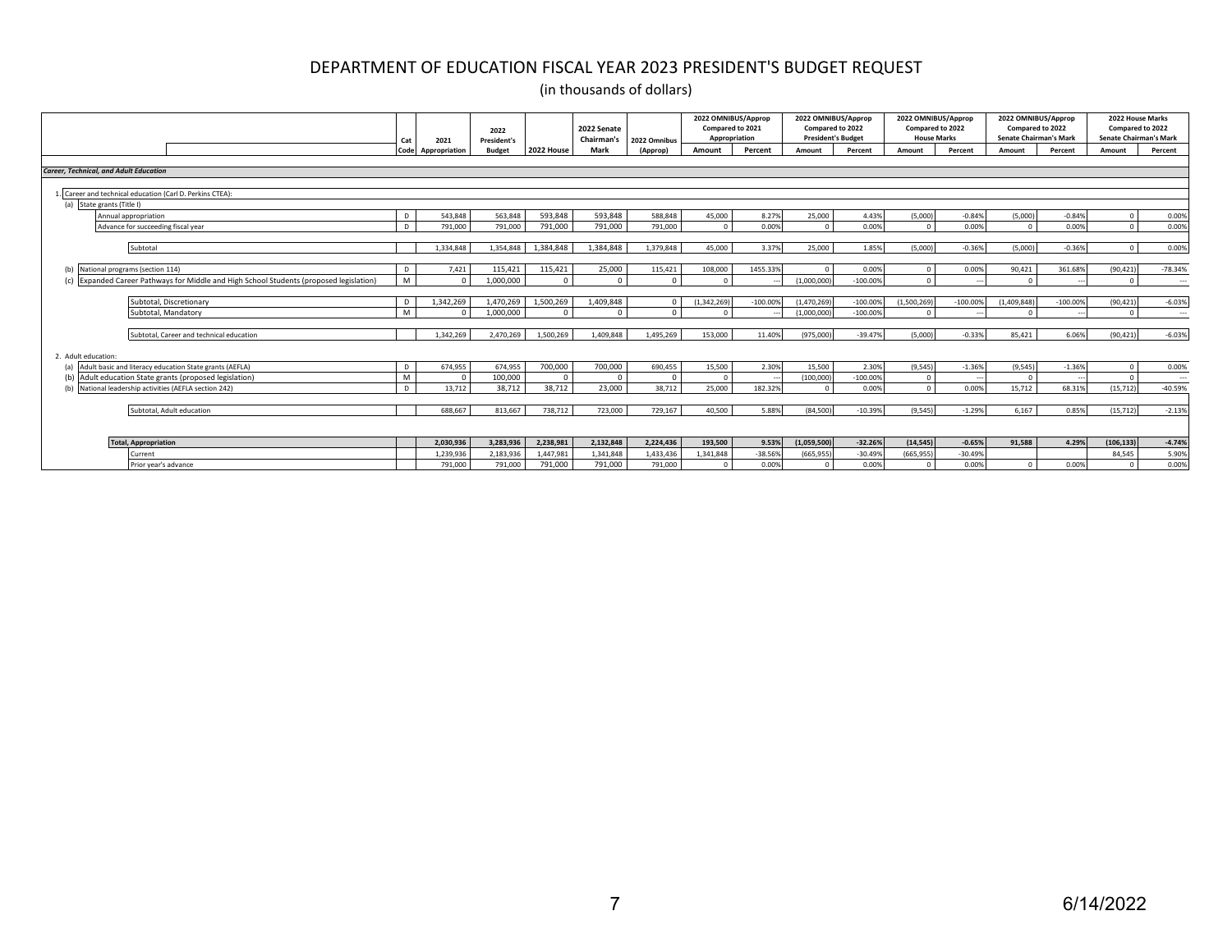# DEPARTMENT OF EDUCATION FISCAL YEAR 2023 PRESIDENT'S BUDGET REQUEST

(in thousands of dollars)

| | Cat Code | 2021 Appropriation | 2022 President's Budget | 2022 House | 2022 Senate Chairman's Mark | 2022 Omnibus (Approp) | 2022 OMNIBUS/Approp Compared to 2021 Appropriation | | 2022 OMNIBUS/Approp Compared to 2022 President's Budget | | 2022 OMNIBUS/Approp Compared to 2022 House Marks | | 2022 OMNIBUS/Approp Compared to 2022 Senate Chairman's Mark | | 2022 House Marks Compared to 2022 Senate Chairman's Mark | |
|---|---|---|---|---|---|---|---|---|---|---|---|---|---|---|---|---|
| | | | | | | | Amount | Percent | Amount | Percent | Amount | Percent | Amount | Percent | Amount | Percent |
| ***Career, Technical, and Adult Education*** | | | | | | | | | | | | | | | | |
| 1. Career and technical education (Carl D. Perkins CTEA): | | | | | | | | | | | | | | | | |
| (a) State grants (Title I) | | | | | | | | | | | | | | | | |
| Annual appropriation | D | 543,848 | 563,848 | 593,848 | 593,848 | 588,848 | 45,000 | 8.27% | 25,000 | 4.43% | (5,000) | -0.84% | (5,000) | -0.84% | 0 | 0.00% |
| Advance for succeeding fiscal year | D | 791,000 | 791,000 | 791,000 | 791,000 | 791,000 | 0 | 0.00% | 0 | 0.00% | 0 | 0.00% | 0 | 0.00% | 0 | 0.00% |
| Subtotal | | 1,334,848 | 1,354,848 | 1,384,848 | 1,384,848 | 1,379,848 | 45,000 | 3.37% | 25,000 | 1.85% | (5,000) | -0.36% | (5,000) | -0.36% | 0 | 0.00% |
| (b) National programs (section 114) | D | 7,421 | 115,421 | 115,421 | 25,000 | 115,421 | 108,000 | 1455.33% | 0 | 0.00% | 0 | 0.00% | 90,421 | 361.68% | (90,421) | -78.34% |
| (c) Expanded Career Pathways for Middle and High School Students (proposed legislation) | M | 0 | 1,000,000 | 0 | 0 | 0 | 0 | --- | (1,000,000) | -100.00% | 0 | --- | 0 | --- | 0 | --- |
| Subtotal, Discretionary | D | 1,342,269 | 1,470,269 | 1,500,269 | 1,409,848 | 0 | (1,342,269) | -100.00% | (1,470,269) | -100.00% | (1,500,269) | -100.00% | (1,409,848) | -100.00% | (90,421) | -6.03% |
| Subtotal, Mandatory | M | 0 | 1,000,000 | 0 | 0 | 0 | 0 | --- | (1,000,000) | -100.00% | 0 | --- | 0 | --- | 0 | --- |
| Subtotal, Career and technical education | | 1,342,269 | 2,470,269 | 1,500,269 | 1,409,848 | 1,495,269 | 153,000 | 11.40% | (975,000) | -39.47% | (5,000) | -0.33% | 85,421 | 6.06% | (90,421) | -6.03% |
| 2. Adult education: | | | | | | | | | | | | | | | | |
| (a) Adult basic and literacy education State grants (AEFLA) | D | 674,955 | 674,955 | 700,000 | 700,000 | 690,455 | 15,500 | 2.30% | 15,500 | 2.30% | (9,545) | -1.36% | (9,545) | -1.36% | 0 | 0.00% |
| (b) Adult education State grants (proposed legislation) | M | 0 | 100,000 | 0 | 0 | 0 | 0 | --- | (100,000) | -100.00% | 0 | --- | 0 | --- | 0 | --- |
| (b) National leadership activities (AEFLA section 242) | D | 13,712 | 38,712 | 38,712 | 23,000 | 38,712 | 25,000 | 182.32% | 0 | 0.00% | 0 | 0.00% | 15,712 | 68.31% | (15,712) | -40.59% |
| Subtotal, Adult education | | 688,667 | 813,667 | 738,712 | 723,000 | 729,167 | 40,500 | 5.88% | (84,500) | -10.39% | (9,545) | -1.29% | 6,167 | 0.85% | (15,712) | -2.13% |
| **Total, Appropriation** | | **2,030,936** | **3,283,936** | **2,238,981** | **2,132,848** | **2,224,436** | **193,500** | **9.53%** | **(1,059,500)** | **-32.26%** | **(14,545)** | **-0.65%** | **91,588** | **4.29%** | **(106,133)** | **-4.74%** |
| Current | | 1,239,936 | 2,183,936 | 1,447,981 | 1,341,848 | 1,433,436 | 1,341,848 | -38.56% | (665,955) | -30.49% | (665,955) | -30.49% | | | 84,545 | 5.90% |
| Prior year's advance | | 791,000 | 791,000 | 791,000 | 791,000 | 791,000 | 0 | 0.00% | 0 | 0.00% | 0 | 0.00% | 0 | 0.00% | 0 | 0.00% |

6/14/2022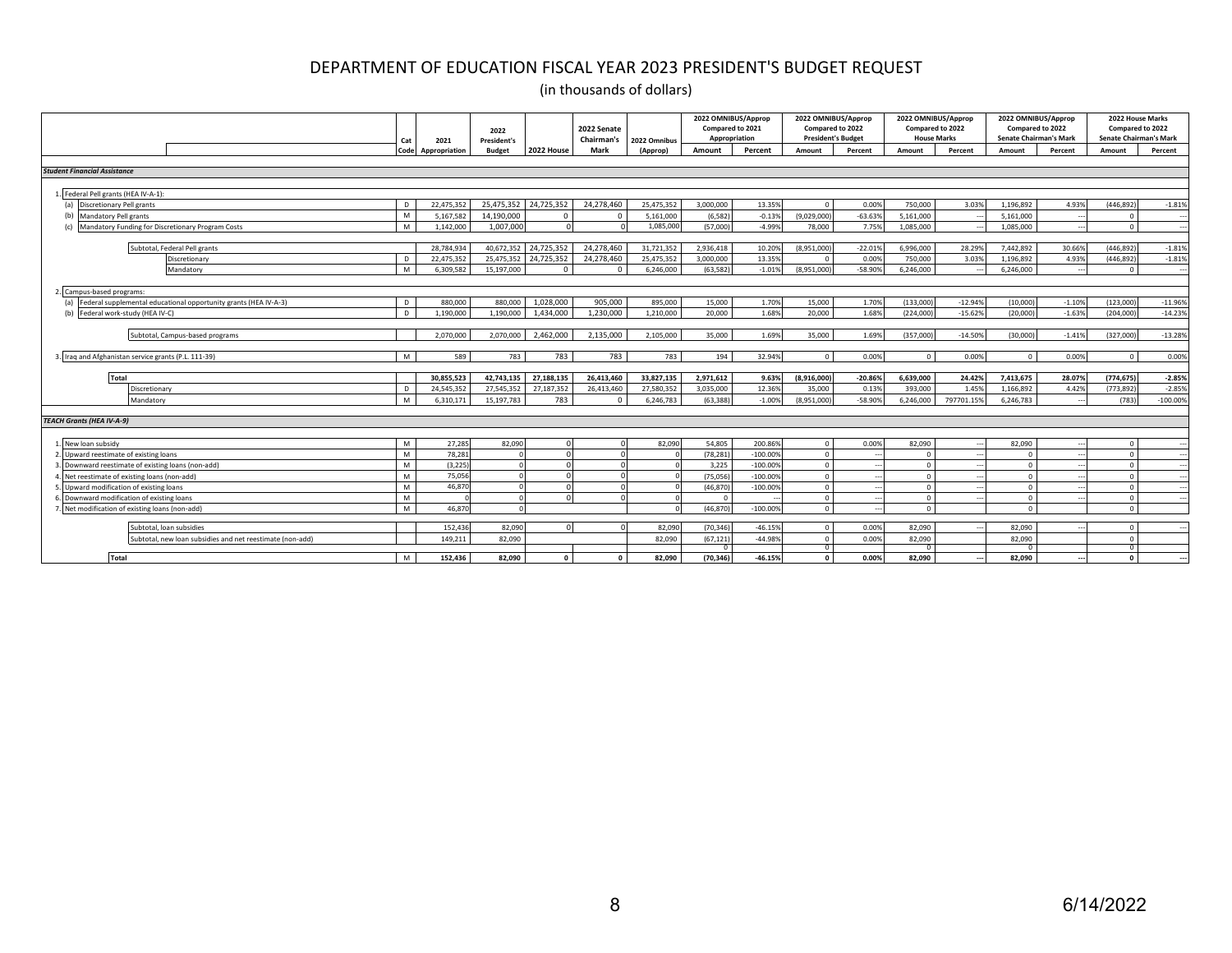# DEPARTMENT OF EDUCATION FISCAL YEAR 2023 PRESIDENT'S BUDGET REQUEST

(in thousands of dollars)

| | Cat Code | 2021 Appropriation | 2022 President's Budget | 2022 House | 2022 Senate Chairman's Mark | 2022 Omnibus (Approp) | 2022 OMNIBUS/Approp Compared to 2021 Appropriation Amount | Percent | 2022 OMNIBUS/Approp Compared to 2022 President's Budget Amount | Percent | 2022 OMNIBUS/Approp Compared to 2022 House Marks Amount | Percent | 2022 OMNIBUS/Approp Compared to 2022 Senate Chairman's Mark Amount | Percent | 2022 House Marks Compared to 2022 Senate Chairman's Mark Amount | Percent |
|---|---|---|---|---|---|---|---|---|---|---|---|---|---|---|---|---|
| ***Student Financial Assistance*** | | | | | | | | | | | | | | | | |
| 1. Federal Pell grants (HEA IV-A-1): | | | | | | | | | | | | | | | | |
| (a) Discretionary Pell grants | D | 22,475,352 | 25,475,352 | 24,725,352 | 24,278,460 | 25,475,352 | 3,000,000 | 13.35% | 0 | 0.00% | 750,000 | 3.03% | 1,196,892 | 4.93% | (446,892) | -1.81% |
| (b) Mandatory Pell grants | M | 5,167,582 | 14,190,000 | 0 | 0 | 5,161,000 | (6,582) | -0.13% | (9,029,000) | -63.63% | 5,161,000 | --- | 5,161,000 | --- | 0 | --- |
| (c) Mandatory Funding for Discretionary Program Costs | M | 1,142,000 | 1,007,000 | 0 | 0 | 1,085,000 | (57,000) | -4.99% | 78,000 | 7.75% | 1,085,000 | --- | 1,085,000 | --- | 0 | --- |
| Subtotal, Federal Pell grants | | 28,784,934 | 40,672,352 | 24,725,352 | 24,278,460 | 31,721,352 | 2,936,418 | 10.20% | (8,951,000) | -22.01% | 6,996,000 | 28.29% | 7,442,892 | 30.66% | (446,892) | -1.81% |
| Discretionary | D | 22,475,352 | 25,475,352 | 24,725,352 | 24,278,460 | 25,475,352 | 3,000,000 | 13.35% | 0 | 0.00% | 750,000 | 3.03% | 1,196,892 | 4.93% | (446,892) | -1.81% |
| Mandatory | M | 6,309,582 | 15,197,000 | 0 | 0 | 6,246,000 | (63,582) | -1.01% | (8,951,000) | -58.90% | 6,246,000 | --- | 6,246,000 | --- | 0 | --- |
| 2. Campus-based programs: | | | | | | | | | | | | | | | | |
| (a) Federal supplemental educational opportunity grants (HEA IV-A-3) | D | 880,000 | 880,000 | 1,028,000 | 905,000 | 895,000 | 15,000 | 1.70% | 15,000 | 1.70% | (133,000) | -12.94% | (10,000) | -1.10% | (123,000) | -11.96% |
| (b) Federal work-study (HEA IV-C) | D | 1,190,000 | 1,190,000 | 1,434,000 | 1,230,000 | 1,210,000 | 20,000 | 1.68% | 20,000 | 1.68% | (224,000) | -15.62% | (20,000) | -1.63% | (204,000) | -14.23% |
| Subtotal, Campus-based programs | | 2,070,000 | 2,070,000 | 2,462,000 | 2,135,000 | 2,105,000 | 35,000 | 1.69% | 35,000 | 1.69% | (357,000) | -14.50% | (30,000) | -1.41% | (327,000) | -13.28% |
| 3. Iraq and Afghanistan service grants (P.L. 111-39) | M | 589 | 783 | 783 | 783 | 783 | 194 | 32.94% | 0 | 0.00% | 0 | 0.00% | 0 | 0.00% | 0 | 0.00% |
| **Total** | | **30,855,523** | **42,743,135** | **27,188,135** | **26,413,460** | **33,827,135** | **2,971,612** | **9.63%** | **(8,916,000)** | **-20.86%** | **6,639,000** | **24.42%** | **7,413,675** | **28.07%** | **(774,675)** | **-2.85%** |
| Discretionary | D | 24,545,352 | 27,545,352 | 27,187,352 | 26,413,460 | 27,580,352 | 3,035,000 | 12.36% | 35,000 | 0.13% | 393,000 | 1.45% | 1,166,892 | 4.42% | (773,892) | -2.85% |
| Mandatory | M | 6,310,171 | 15,197,783 | 783 | 0 | 6,246,783 | (63,388) | -1.00% | (8,951,000) | -58.90% | 6,246,000 | 797701.15% | 6,246,783 | --- | (783) | -100.00% |
| ***TEACH Grants (HEA IV-A-9)*** | | | | | | | | | | | | | | | | |
| 1. New loan subsidy | M | 27,285 | 82,090 | 0 | 0 | 82,090 | 54,805 | 200.86% | 0 | 0.00% | 82,090 | --- | 82,090 | --- | 0 | --- |
| 2. Upward reestimate of existing loans | M | 78,281 | 0 | 0 | 0 | 0 | (78,281) | -100.00% | 0 | --- | 0 | --- | 0 | --- | 0 | --- |
| 3. Downward reestimate of existing loans (non-add) | M | (3,225) | 0 | 0 | 0 | 0 | 3,225 | -100.00% | 0 | --- | 0 | --- | 0 | --- | 0 | --- |
| 4. Net reestimate of existing loans (non-add) | M | 75,056 | 0 | 0 | 0 | 0 | (75,056) | -100.00% | 0 | --- | 0 | --- | 0 | --- | 0 | --- |
| 5. Upward modification of existing loans | M | 46,870 | 0 | 0 | 0 | 0 | (46,870) | -100.00% | 0 | --- | 0 | --- | 0 | --- | 0 | --- |
| 6. Downward modification of existing loans | M | 0 | 0 | 0 | 0 | 0 | 0 | --- | 0 | --- | 0 | --- | 0 | --- | 0 | --- |
| 7. Net modification of existing loans (non-add) | M | 46,870 | 0 | | | 0 | (46,870) | -100.00% | 0 | --- | 0 | | 0 | | 0 | |
| Subtotal, loan subsidies | | 152,436 | 82,090 | 0 | 0 | 82,090 | (70,346) | -46.15% | 0 | 0.00% | 82,090 | --- | 82,090 | --- | 0 | --- |
| Subtotal, new loan subsidies and net reestimate (non-add) | | 149,211 | 82,090 | | | 82,090 | (67,121) | -44.98% | 0 | 0.00% | 82,090 | | 82,090 | | 0 | |
| | | | | | | | 0 | | 0 | | 0 | | 0 | | 0 | |
| **Total** | M | **152,436** | **82,090** | **0** | **0** | **82,090** | **(70,346)** | **-46.15%** | **0** | **0.00%** | **82,090** | **---** | **82,090** | **---** | **0** | **---** |

6/14/2022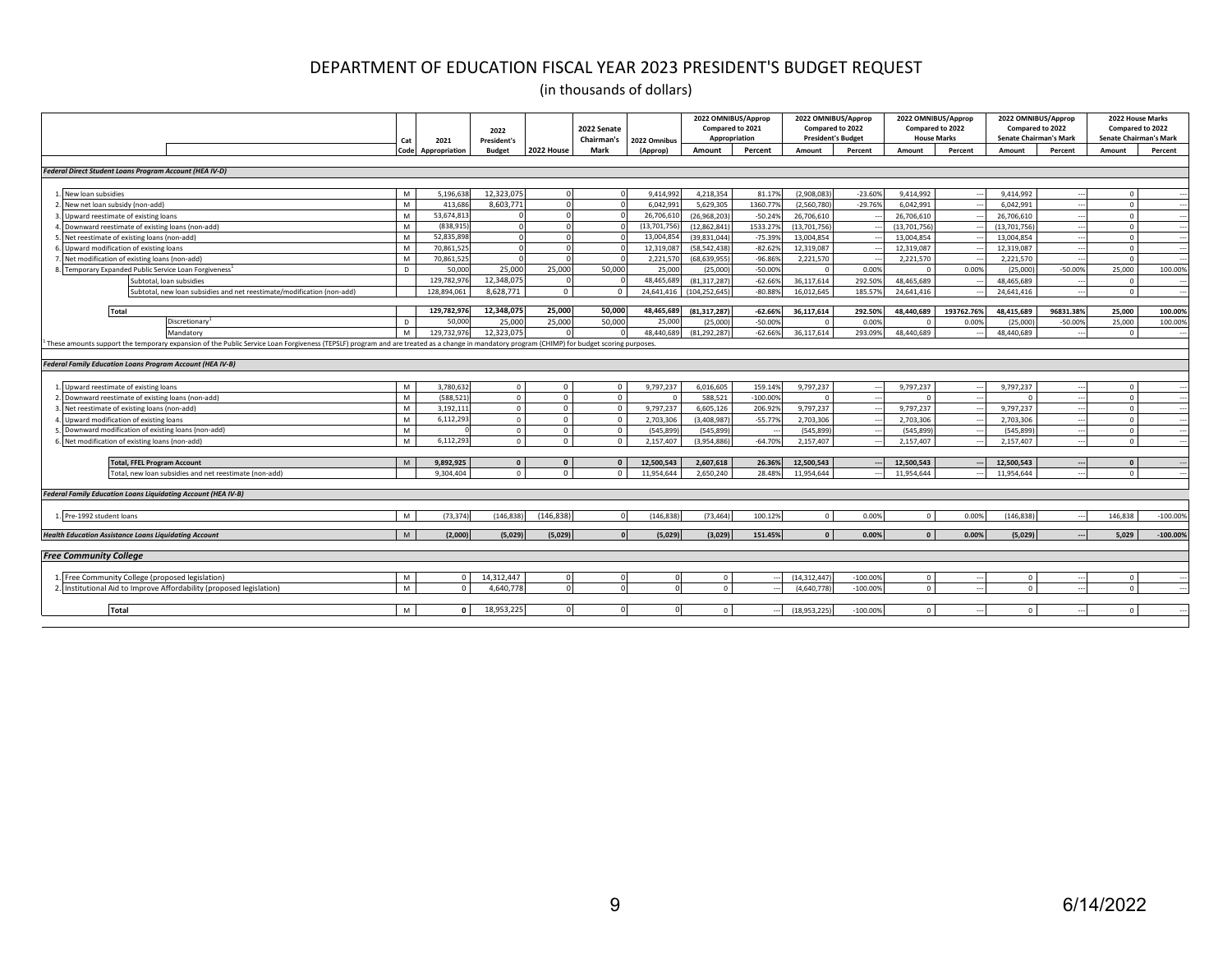# DEPARTMENT OF EDUCATION FISCAL YEAR 2023 PRESIDENT'S BUDGET REQUEST

(in thousands of dollars)

| | Cat Code | 2021 Appropriation | 2022 President's Budget | 2022 House | 2022 Senate Chairman's Mark | 2022 Omnibus (Approp) | 2022 OMNIBUS/Approp Compared to 2021 Appropriation | | 2022 OMNIBUS/Approp Compared to 2022 President's Budget | | 2022 OMNIBUS/Approp Compared to 2022 House Marks | | 2022 OMNIBUS/Approp Compared to 2022 Senate Chairman's Mark | | 2022 House Marks Compared to 2022 Senate Chairman's Mark | |
|---|---|---|---|---|---|---|---|---|---|---|---|---|---|---|---|---|
| | | | | | | | Amount | Percent | Amount | Percent | Amount | Percent | Amount | Percent | Amount | Percent |
| ***Federal Direct Student Loans Program Account (HEA IV-D)*** | | | | | | | | | | | | | | | | |
| 1. New loan subsidies | M | 5,196,638 | 12,323,075 | 0 | 0 | 9,414,992 | 4,218,354 | 81.17% | (2,908,083) | -23.60% | 9,414,992 | --- | 9,414,992 | --- | 0 | --- |
| 2. New net loan subsidy (non-add) | M | 413,686 | 8,603,771 | 0 | 0 | 6,042,991 | 5,629,305 | 1360.77% | (2,560,780) | -29.76% | 6,042,991 | --- | 6,042,991 | --- | 0 | --- |
| 3. Upward reestimate of existing loans | M | 53,674,813 | 0 | 0 | 0 | 26,706,610 | (26,968,203) | -50.24% | 26,706,610 | --- | 26,706,610 | --- | 26,706,610 | --- | 0 | --- |
| 4. Downward reestimate of existing loans (non-add) | M | (838,915) | 0 | 0 | 0 | (13,701,756) | (12,862,841) | 1533.27% | (13,701,756) | --- | (13,701,756) | --- | (13,701,756) | --- | 0 | --- |
| 5. Net reestimate of existing loans (non-add) | M | 52,835,898 | 0 | 0 | 0 | 13,004,854 | (39,831,044) | -75.39% | 13,004,854 | --- | 13,004,854 | --- | 13,004,854 | --- | 0 | --- |
| 6. Upward modification of existing loans | M | 70,861,525 | 0 | 0 | 0 | 12,319,087 | (58,542,438) | -82.62% | 12,319,087 | --- | 12,319,087 | --- | 12,319,087 | --- | 0 | --- |
| 7. Net modification of existing loans (non-add) | M | 70,861,525 | 0 | 0 | 0 | 2,221,570 | (68,639,955) | -96.86% | 2,221,570 | --- | 2,221,570 | --- | 2,221,570 | --- | 0 | --- |
| 8. Temporary Expanded Public Service Loan Forgiveness[1] | D | 50,000 | 25,000 | 25,000 | 50,000 | 25,000 | (25,000) | -50.00% | 0 | 0.00% | 0 | 0.00% | (25,000) | -50.00% | 25,000 | 100.00% |
| Subtotal, loan subsidies | | 129,782,976 | 12,348,075 | 0 | 0 | 48,465,689 | (81,317,287) | -62.66% | 36,117,614 | 292.50% | 48,465,689 | --- | 48,465,689 | --- | 0 | --- |
| Subtotal, new loan subsidies and net reestimate/modification (non-add) | | 128,894,061 | 8,628,771 | 0 | 0 | 24,641,416 | (104,252,645) | -80.88% | 16,012,645 | 185.57% | 24,641,416 | --- | 24,641,416 | --- | 0 | --- |
| **Total** | | **129,782,976** | **12,348,075** | **25,000** | **50,000** | **48,465,689** | **(81,317,287)** | **-62.66%** | **36,117,614** | **292.50%** | **48,440,689** | **193762.76%** | **48,415,689** | **96831.38%** | **25,000** | **100.00%** |
| Discretionary[1] | D | 50,000 | 25,000 | 25,000 | 50,000 | 25,000 | (25,000) | -50.00% | 0 | 0.00% | 0 | 0.00% | (25,000) | -50.00% | 25,000 | 100.00% |
| Mandatory | M | 129,732,976 | 12,323,075 | 0 | 0 | 48,440,689 | (81,292,287) | -62.66% | 36,117,614 | 293.09% | 48,440,689 | --- | 48,440,689 | --- | 0 | --- |

[1] These amounts support the temporary expansion of the Public Service Loan Forgiveness (TEPSLF) program and are treated as a change in mandatory program (CHIMP) for budget scoring purposes.

| | Cat Code | 2021 Appropriation | 2022 President's Budget | 2022 House | 2022 Senate Chairman's Mark | 2022 Omnibus (Approp) | Amount | Percent | Amount | Percent | Amount | Percent | Amount | Percent | Amount | Percent |
|---|---|---|---|---|---|---|---|---|---|---|---|---|---|---|---|---|
| ***Federal Family Education Loans Program Account (HEA IV-B)*** | | | | | | | | | | | | | | | | |
| 1. Upward reestimate of existing loans | M | 3,780,632 | 0 | 0 | 0 | 9,797,237 | 6,016,605 | 159.14% | 9,797,237 | --- | 9,797,237 | --- | 9,797,237 | --- | 0 | --- |
| 2. Downward reestimate of existing loans (non-add) | M | (588,521) | 0 | 0 | 0 | 0 | 588,521 | -100.00% | 0 | --- | 0 | --- | 0 | --- | 0 | --- |
| 3. Net reestimate of existing loans (non-add) | M | 3,192,111 | 0 | 0 | 0 | 9,797,237 | 6,605,126 | 206.92% | 9,797,237 | --- | 9,797,237 | --- | 9,797,237 | --- | 0 | --- |
| 4. Upward modification of existing loans | M | 6,112,293 | 0 | 0 | 0 | 2,703,306 | (3,408,987) | -55.77% | 2,703,306 | --- | 2,703,306 | --- | 2,703,306 | --- | 0 | --- |
| 5. Downward modification of existing loans (non-add) | M | 0 | 0 | 0 | 0 | (545,899) | (545,899) | --- | (545,899) | --- | (545,899) | --- | (545,899) | --- | 0 | --- |
| 6. Net modification of existing loans (non-add) | M | 6,112,293 | 0 | 0 | 0 | 2,157,407 | (3,954,886) | -64.70% | 2,157,407 | --- | 2,157,407 | --- | 2,157,407 | --- | 0 | --- |
| **Total, FFEL Program Account** | M | **9,892,925** | **0** | **0** | **0** | **12,500,543** | **2,607,618** | **26.36%** | **12,500,543** | **---** | **12,500,543** | **---** | **12,500,543** | **---** | **0** | **---** |
| Total, new loan subsidies and net reestimate (non-add) | | 9,304,404 | 0 | 0 | 0 | 11,954,644 | 2,650,240 | 28.48% | 11,954,644 | --- | 11,954,644 | --- | 11,954,644 | --- | 0 | --- |
| ***Federal Family Education Loans Liquidating Account (HEA IV-B)*** | | | | | | | | | | | | | | | | |
| 1. Pre-1992 student loans | M | (73,374) | (146,838) | (146,838) | 0 | (146,838) | (73,464) | 100.12% | 0 | 0.00% | 0 | 0.00% | (146,838) | --- | 146,838 | -100.00% |
| ***Health Education Assistance Loans Liquidating Account*** | M | **(2,000)** | **(5,029)** | **(5,029)** | **0** | **(5,029)** | **(3,029)** | **151.45%** | **0** | **0.00%** | **0** | **0.00%** | **(5,029)** | **---** | **5,029** | **-100.00%** |
| ***Free Community College*** | | | | | | | | | | | | | | | | |
| 1. Free Community College (proposed legislation) | M | 0 | 14,312,447 | 0 | 0 | 0 | 0 | --- | (14,312,447) | -100.00% | 0 | --- | 0 | --- | 0 | --- |
| 2. Institutional Aid to Improve Affordability (proposed legislation) | M | 0 | 4,640,778 | 0 | 0 | 0 | 0 | --- | (4,640,778) | -100.00% | 0 | --- | 0 | --- | 0 | --- |
| **Total** | M | **0** | 18,953,225 | 0 | 0 | 0 | 0 | --- | (18,953,225) | -100.00% | 0 | --- | 0 | --- | 0 | --- |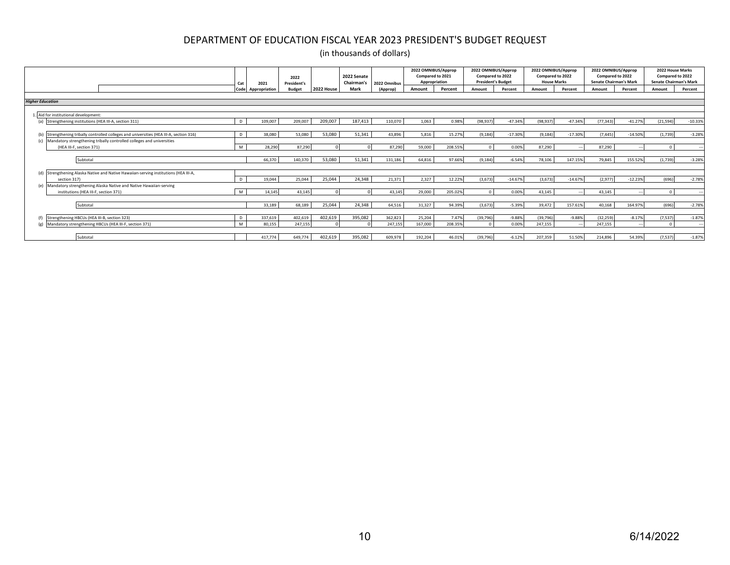# DEPARTMENT OF EDUCATION FISCAL YEAR 2023 PRESIDENT'S BUDGET REQUEST

(in thousands of dollars)

| | Cat Code | 2021 Appropriation | 2022 President's Budget | 2022 House | 2022 Senate Chairman's Mark | 2022 Omnibus (Approp) | 2022 OMNIBUS/Approp Compared to 2021 Appropriation | | 2022 OMNIBUS/Approp Compared to 2022 President's Budget | | 2022 OMNIBUS/Approp Compared to 2022 House Marks | | 2022 OMNIBUS/Approp Compared to 2022 Senate Chairman's Mark | | 2022 House Marks Compared to 2022 Senate Chairman's Mark | |
|---|---|---|---|---|---|---|---|---|---|---|---|---|---|---|---|---|
| | | | | | | | Amount | Percent | Amount | Percent | Amount | Percent | Amount | Percent | Amount | Percent |
| ***Higher Education*** | | | | | | | | | | | | | | | | |
| 1. Aid for institutional development: | | | | | | | | | | | | | | | | |
| (a) Strengthening institutions (HEA III-A, section 311) | D | 109,007 | 209,007 | 209,007 | 187,413 | 110,070 | 1,063 | 0.98% | (98,937) | -47.34% | (98,937) | -47.34% | (77,343) | -41.27% | (21,594) | -10.33% |
| (b) Strengthening tribally controlled colleges and universities (HEA III-A, section 316) | D | 38,080 | 53,080 | 53,080 | 51,341 | 43,896 | 5,816 | 15.27% | (9,184) | -17.30% | (9,184) | -17.30% | (7,445) | -14.50% | (1,739) | -3.28% |
| (c) Mandatory strengthening tribally controlled colleges and universities (HEA III-F, section 371) | M | 28,290 | 87,290 | 0 | 0 | 87,290 | 59,000 | 208.55% | 0 | 0.00% | 87,290 | --- | 87,290 | --- | 0 | --- |
| Subtotal | | 66,370 | 140,370 | 53,080 | 51,341 | 131,186 | 64,816 | 97.66% | (9,184) | -6.54% | 78,106 | 147.15% | 79,845 | 155.52% | (1,739) | -3.28% |
| (d) Strengthening Alaska Native and Native Hawaiian-serving institutions (HEA III-A, section 317) | D | 19,044 | 25,044 | 25,044 | 24,348 | 21,371 | 2,327 | 12.22% | (3,673) | -14.67% | (3,673) | -14.67% | (2,977) | -12.23% | (696) | -2.78% |
| (e) Mandatory strengthening Alaska Native and Native Hawaiian-serving institutions (HEA III-F, section 371) | M | 14,145 | 43,145 | 0 | 0 | 43,145 | 29,000 | 205.02% | 0 | 0.00% | 43,145 | --- | 43,145 | --- | 0 | --- |
| Subtotal | | 33,189 | 68,189 | 25,044 | 24,348 | 64,516 | 31,327 | 94.39% | (3,673) | -5.39% | 39,472 | 157.61% | 40,168 | 164.97% | (696) | -2.78% |
| (f) Strengthening HBCUs (HEA III-B, section 323) | D | 337,619 | 402,619 | 402,619 | 395,082 | 362,823 | 25,204 | 7.47% | (39,796) | -9.88% | (39,796) | -9.88% | (32,259) | -8.17% | (7,537) | -1.87% |
| (g) Mandatory strengthening HBCUs (HEA III-F, section 371) | M | 80,155 | 247,155 | 0 | 0 | 247,155 | 167,000 | 208.35% | 0 | 0.00% | 247,155 | --- | 247,155 | --- | 0 | --- |
| Subtotal | | 417,774 | 649,774 | 402,619 | 395,082 | 609,978 | 192,204 | 46.01% | (39,796) | -6.12% | 207,359 | 51.50% | 214,896 | 54.39% | (7,537) | -1.87% |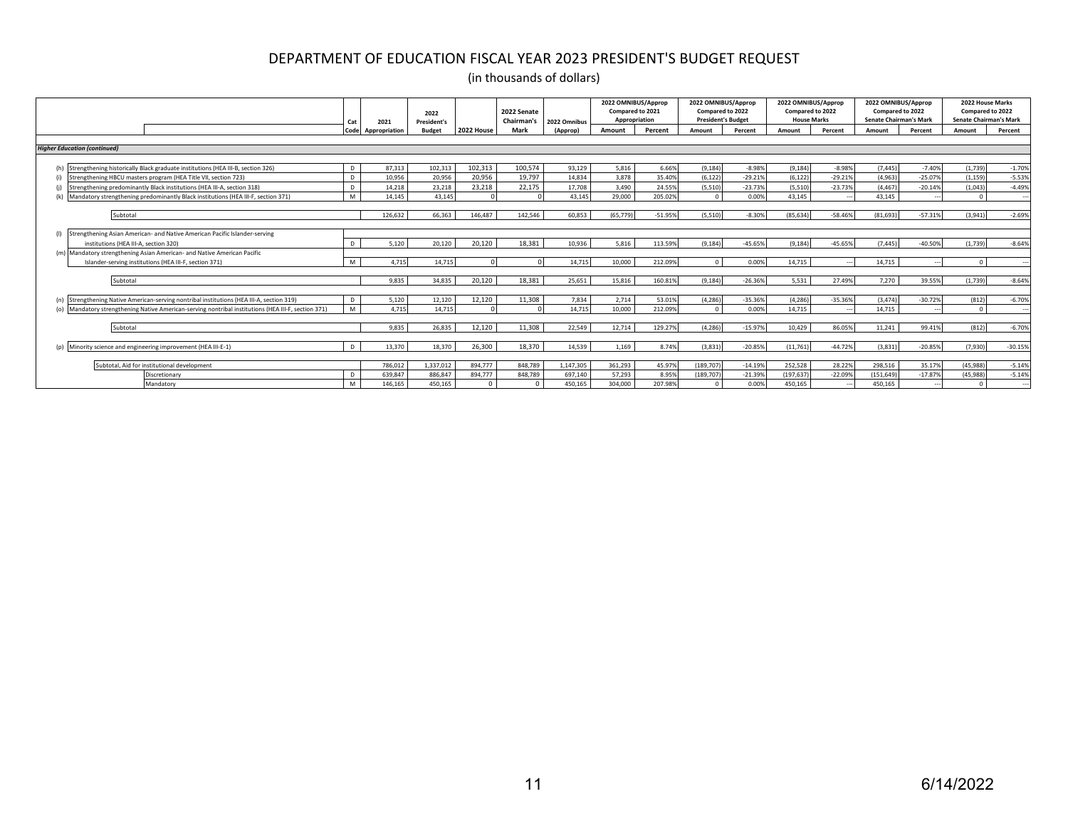# DEPARTMENT OF EDUCATION FISCAL YEAR 2023 PRESIDENT'S BUDGET REQUEST

(in thousands of dollars)

| | | Cat Code | 2021 Appropriation | 2022 President's Budget | 2022 House | 2022 Senate Chairman's Mark | 2022 Omnibus (Approp) | 2022 OMNIBUS/Approp Compared to 2021 Appropriation | | 2022 OMNIBUS/Approp Compared to 2022 President's Budget | | 2022 OMNIBUS/Approp Compared to 2022 House Marks | | 2022 OMNIBUS/Approp Compared to 2022 Senate Chairman's Mark | | 2022 House Marks Compared to 2022 Senate Chairman's Mark | |
|---|---|---|---|---|---|---|---|---|---|---|---|---|---|---|---|---|---|
| | | | | | | | | Amount | Percent | Amount | Percent | Amount | Percent | Amount | Percent | Amount | Percent |
| ***Higher Education (continued)*** | | | | | | | | | | | | | | | | | |
| (h) | Strengthening historically Black graduate institutions (HEA III-B, section 326) | D | 87,313 | 102,313 | 102,313 | 100,574 | 93,129 | 5,816 | 6.66% | (9,184) | -8.98% | (9,184) | -8.98% | (7,445) | -7.40% | (1,739) | -1.70% |
| (i) | Strengthening HBCU masters program (HEA Title VII, section 723) | D | 10,956 | 20,956 | 20,956 | 19,797 | 14,834 | 3,878 | 35.40% | (6,122) | -29.21% | (6,122) | -29.21% | (4,963) | -25.07% | (1,159) | -5.53% |
| (j) | Strengthening predominantly Black institutions (HEA III-A, section 318) | D | 14,218 | 23,218 | 23,218 | 22,175 | 17,708 | 3,490 | 24.55% | (5,510) | -23.73% | (5,510) | -23.73% | (4,467) | -20.14% | (1,043) | -4.49% |
| (k) | Mandatory strengthening predominantly Black institutions (HEA III-F, section 371) | M | 14,145 | 43,145 | 0 | 0 | 43,145 | 29,000 | 205.02% | 0 | 0.00% | 43,145 | --- | 43,145 | --- | 0 | --- |
| | Subtotal | | 126,632 | 66,363 | 146,487 | 142,546 | 60,853 | (65,779) | -51.95% | (5,510) | -8.30% | (85,634) | -58.46% | (81,693) | -57.31% | (3,941) | -2.69% |
| (l) | Strengthening Asian American- and Native American Pacific Islander-serving institutions (HEA III-A, section 320) | D | 5,120 | 20,120 | 20,120 | 18,381 | 10,936 | 5,816 | 113.59% | (9,184) | -45.65% | (9,184) | -45.65% | (7,445) | -40.50% | (1,739) | -8.64% |
| (m) | Mandatory strengthening Asian American- and Native American Pacific Islander-serving institutions (HEA III-F, section 371) | M | 4,715 | 14,715 | 0 | 0 | 14,715 | 10,000 | 212.09% | 0 | 0.00% | 14,715 | --- | 14,715 | --- | 0 | --- |
| | Subtotal | | 9,835 | 34,835 | 20,120 | 18,381 | 25,651 | 15,816 | 160.81% | (9,184) | -26.36% | 5,531 | 27.49% | 7,270 | 39.55% | (1,739) | -8.64% |
| (n) | Strengthening Native American-serving nontribal institutions (HEA III-A, section 319) | D | 5,120 | 12,120 | 12,120 | 11,308 | 7,834 | 2,714 | 53.01% | (4,286) | -35.36% | (4,286) | -35.36% | (3,474) | -30.72% | (812) | -6.70% |
| (o) | Mandatory strengthening Native American-serving nontribal institutions (HEA III-F, section 371) | M | 4,715 | 14,715 | 0 | 0 | 14,715 | 10,000 | 212.09% | 0 | 0.00% | 14,715 | --- | 14,715 | --- | 0 | --- |
| | Subtotal | | 9,835 | 26,835 | 12,120 | 11,308 | 22,549 | 12,714 | 129.27% | (4,286) | -15.97% | 10,429 | 86.05% | 11,241 | 99.41% | (812) | -6.70% |
| (p) | Minority science and engineering improvement (HEA III-E-1) | D | 13,370 | 18,370 | 26,300 | 18,370 | 14,539 | 1,169 | 8.74% | (3,831) | -20.85% | (11,761) | -44.72% | (3,831) | -20.85% | (7,930) | -30.15% |
| | Subtotal, Aid for institutional development | | 786,012 | 1,337,012 | 894,777 | 848,789 | 1,147,305 | 361,293 | 45.97% | (189,707) | -14.19% | 252,528 | 28.22% | 298,516 | 35.17% | (45,988) | -5.14% |
| | Discretionary | D | 639,847 | 886,847 | 894,777 | 848,789 | 697,140 | 57,293 | 8.95% | (189,707) | -21.39% | (197,637) | -22.09% | (151,649) | -17.87% | (45,988) | -5.14% |
| | Mandatory | M | 146,165 | 450,165 | 0 | 0 | 450,165 | 304,000 | 207.98% | 0 | 0.00% | 450,165 | --- | 450,165 | --- | 0 | --- |

6/14/2022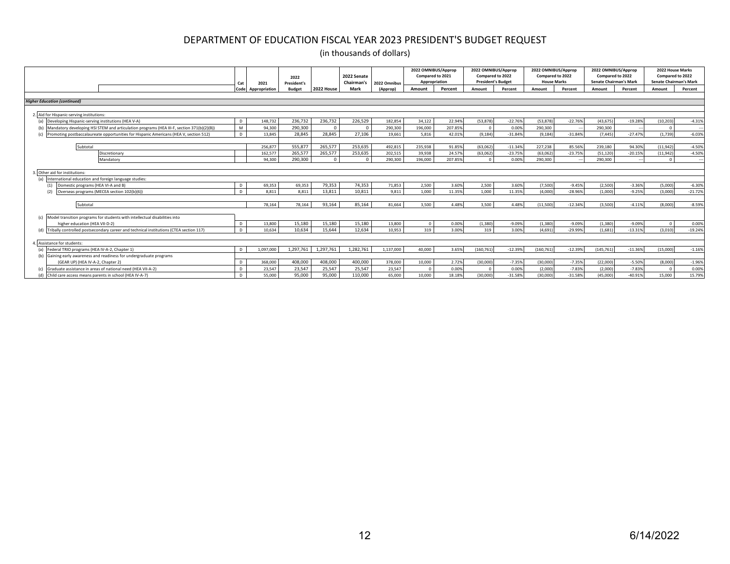# DEPARTMENT OF EDUCATION FISCAL YEAR 2023 PRESIDENT'S BUDGET REQUEST

(in thousands of dollars)

| | Cat Code | 2021 Appropriation | 2022 President's Budget | 2022 House | 2022 Senate Chairman's Mark | 2022 Omnibus (Approp) | 2022 OMNIBUS/Approp Compared to 2021 Appropriation | | 2022 OMNIBUS/Approp Compared to 2022 President's Budget | | 2022 OMNIBUS/Approp Compared to 2022 House Marks | | 2022 OMNIBUS/Approp Compared to 2022 Senate Chairman's Mark | | 2022 House Marks Compared to 2022 Senate Chairman's Mark | |
|---|---|---|---|---|---|---|---|---|---|---|---|---|---|---|---|---|
| | | | | | | | Amount | Percent | Amount | Percent | Amount | Percent | Amount | Percent | Amount | Percent |
| ***Higher Education (continued)*** | | | | | | | | | | | | | | | | |
| 2. Aid for Hispanic-serving institutions: | | | | | | | | | | | | | | | | |
| (a) Developing Hispanic-serving institutions (HEA V-A) | D | 148,732 | 236,732 | 236,732 | 226,529 | 182,854 | 34,122 | 22.94% | (53,878) | -22.76% | (53,878) | -22.76% | (43,675) | -19.28% | (10,203) | -4.31% |
| (b) Mandatory developing HSI STEM and articulation programs (HEA III-F, section 371(b)(2)(B)) | M | 94,300 | 290,300 | 0 | 0 | 290,300 | 196,000 | 207.85% | 0 | 0.00% | 290,300 | --- | 290,300 | --- | 0 | --- |
| (c) Promoting postbaccalaureate opportunities for Hispanic Americans (HEA V, section 512) | D | 13,845 | 28,845 | 28,845 | 27,106 | 19,661 | 5,816 | 42.01% | (9,184) | -31.84% | (9,184) | -31.84% | (7,445) | -27.47% | (1,739) | -6.03% |
| Subtotal | | 256,877 | 555,877 | 265,577 | 253,635 | 492,815 | 235,938 | 91.85% | (63,062) | -11.34% | 227,238 | 85.56% | 239,180 | 94.30% | (11,942) | -4.50% |
| Discretionary | | 162,577 | 265,577 | 265,577 | 253,635 | 202,515 | 39,938 | 24.57% | (63,062) | -23.75% | (63,062) | -23.75% | (51,120) | -20.15% | (11,942) | -4.50% |
| Mandatory | | 94,300 | 290,300 | 0 | 0 | 290,300 | 196,000 | 207.85% | 0 | 0.00% | 290,300 | --- | 290,300 | --- | 0 | --- |
| 3. Other aid for institutions: | | | | | | | | | | | | | | | | |
| (a) International education and foreign language studies: | | | | | | | | | | | | | | | | |
| (1) Domestic programs (HEA VI-A and B) | D | 69,353 | 69,353 | 79,353 | 74,353 | 71,853 | 2,500 | 3.60% | 2,500 | 3.60% | (7,500) | -9.45% | (2,500) | -3.36% | (5,000) | -6.30% |
| (2) Overseas programs (MECEA section 102(b)(6)) | D | 8,811 | 8,811 | 13,811 | 10,811 | 9,811 | 1,000 | 11.35% | 1,000 | 11.35% | (4,000) | -28.96% | (1,000) | -9.25% | (3,000) | -21.72% |
| Subtotal | | 78,164 | 78,164 | 93,164 | 85,164 | 81,664 | 3,500 | 4.48% | 3,500 | 4.48% | (11,500) | -12.34% | (3,500) | -4.11% | (8,000) | -8.59% |
| (c) Model transition programs for students with intellectual disabilities into higher education (HEA VII-D-2) | D | 13,800 | 15,180 | 15,180 | 15,180 | 13,800 | 0 | 0.00% | (1,380) | -9.09% | (1,380) | -9.09% | (1,380) | -9.09% | 0 | 0.00% |
| (d) Tribally controlled postsecondary career and technical institutions (CTEA section 117) | D | 10,634 | 10,634 | 15,644 | 12,634 | 10,953 | 319 | 3.00% | 319 | 3.00% | (4,691) | -29.99% | (1,681) | -13.31% | (3,010) | -19.24% |
| 4. Assistance for students: | | | | | | | | | | | | | | | | |
| (a) Federal TRIO programs (HEA IV-A-2, Chapter 1) | D | 1,097,000 | 1,297,761 | 1,297,761 | 1,282,761 | 1,137,000 | 40,000 | 3.65% | (160,761) | -12.39% | (160,761) | -12.39% | (145,761) | -11.36% | (15,000) | -1.16% |
| (b) Gaining early awareness and readiness for undergraduate programs (GEAR UP) (HEA IV-A-2, Chapter 2) | D | 368,000 | 408,000 | 408,000 | 400,000 | 378,000 | 10,000 | 2.72% | (30,000) | -7.35% | (30,000) | -7.35% | (22,000) | -5.50% | (8,000) | -1.96% |
| (c) Graduate assistance in areas of national need (HEA VII-A-2) | D | 23,547 | 23,547 | 25,547 | 25,547 | 23,547 | 0 | 0.00% | 0 | 0.00% | (2,000) | -7.83% | (2,000) | -7.83% | 0 | 0.00% |
| (d) Child care access means parents in school (HEA IV-A-7) | D | 55,000 | 95,000 | 95,000 | 110,000 | 65,000 | 10,000 | 18.18% | (30,000) | -31.58% | (30,000) | -31.58% | (45,000) | -40.91% | 15,000 | 15.79% |

6/14/2022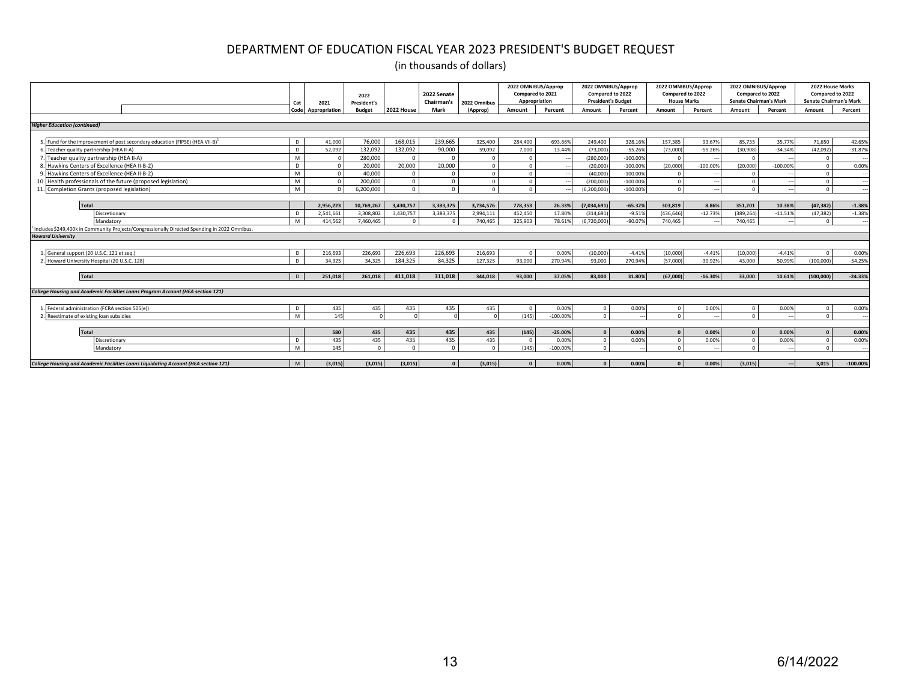# DEPARTMENT OF EDUCATION FISCAL YEAR 2023 PRESIDENT'S BUDGET REQUEST

(in thousands of dollars)

| | Cat Code | 2021 Appropriation | 2022 President's Budget | 2022 House | 2022 Senate Chairman's Mark | 2022 Omnibus (Approp) | 2022 OMNIBUS/Approp Compared to 2021 Appropriation Amount | Percent | 2022 OMNIBUS/Approp Compared to 2022 President's Budget Amount | Percent | 2022 OMNIBUS/Approp Compared to 2022 House Marks Amount | Percent | 2022 OMNIBUS/Approp Compared to 2022 Senate Chairman's Mark Amount | Percent | 2022 House Marks Compared to 2022 Senate Chairman's Mark Amount | Percent |
|---|---|---|---|---|---|---|---|---|---|---|---|---|---|---|---|---|
| ***Higher Education (continued)*** | | | | | | | | | | | | | | | | |
| 5. Fund for the improvement of post secondary education (FIPSE) (HEA VII-B)[1] | D | 41,000 | 76,000 | 168,015 | 239,665 | 325,400 | 284,400 | 693.66% | 249,400 | 328.16% | 157,385 | 93.67% | 85,735 | 35.77% | 71,650 | 42.65% |
| 6. Teacher quality partnership (HEA II-A) | D | 52,092 | 132,092 | 132,092 | 90,000 | 59,092 | 7,000 | 13.44% | (73,000) | -55.26% | (73,000) | -55.26% | (30,908) | -34.34% | (42,092) | -31.87% |
| 7. Teacher quality partnership (HEA II-A) | M | 0 | 280,000 | 0 | 0 | 0 | 0 | --- | (280,000) | -100.00% | 0 | --- | 0 | --- | 0 | --- |
| 8. Hawkins Centers of Excellence (HEA II-B-2) | D | 0 | 20,000 | 20,000 | 20,000 | 0 | 0 | --- | (20,000) | -100.00% | (20,000) | -100.00% | (20,000) | -100.00% | 0 | 0.00% |
| 9. Hawkins Centers of Excellence (HEA II-B-2) | M | 0 | 40,000 | 0 | 0 | 0 | 0 | --- | (40,000) | -100.00% | 0 | --- | 0 | --- | 0 | --- |
| 10. Health professionals of the future (proposed legislation) | M | 0 | 200,000 | 0 | 0 | 0 | 0 | --- | (200,000) | -100.00% | 0 | --- | 0 | --- | 0 | --- |
| 11. Completion Grants (proposed legislation) | M | 0 | 6,200,000 | 0 | 0 | 0 | 0 | --- | (6,200,000) | -100.00% | 0 | --- | 0 | --- | 0 | --- |
| **Total** | | **2,956,223** | **10,769,267** | **3,430,757** | **3,383,375** | **3,734,576** | **778,353** | **26.33%** | **(7,034,691)** | **-65.32%** | **303,819** | **8.86%** | **351,201** | **10.38%** | **(47,382)** | **-1.38%** |
| Discretionary | D | 2,541,661 | 3,308,802 | 3,430,757 | 3,383,375 | 2,994,111 | 452,450 | 17.80% | (314,691) | -9.51% | (436,646) | -12.73% | (389,264) | -11.51% | (47,382) | -1.38% |
| Mandatory | M | 414,562 | 7,460,465 | 0 | 0 | 740,465 | 325,903 | 78.61% | (6,720,000) | -90.07% | 740,465 | --- | 740,465 | --- | 0 | --- |
| [1] Includes $249,400k in Community Projects/Congressionally Directed Spending in 2022 Omnibus. | | | | | | | | | | | | | | | | |
| ***Howard University*** | | | | | | | | | | | | | | | | |
| 1. General support (20 U.S.C. 121 et seq.) | D | 216,693 | 226,693 | 226,693 | 226,693 | 216,693 | 0 | 0.00% | (10,000) | -4.41% | (10,000) | -4.41% | (10,000) | -4.41% | 0 | 0.00% |
| 2. Howard University Hospital (20 U.S.C. 128) | D | 34,325 | 34,325 | 184,325 | 84,325 | 127,325 | 93,000 | 270.94% | 93,000 | 270.94% | (57,000) | -30.92% | 43,000 | 50.99% | (100,000) | -54.25% |
| **Total** | D | **251,018** | **261,018** | **411,018** | **311,018** | **344,018** | **93,000** | **37.05%** | **83,000** | **31.80%** | **(67,000)** | **-16.30%** | **33,000** | **10.61%** | **(100,000)** | **-24.33%** |
| ***College Housing and Academic Facilities Loans Program Account (HEA section 121)*** | | | | | | | | | | | | | | | | |
| 1. Federal administration (FCRA section 505(e)) | D | 435 | 435 | 435 | 435 | 435 | 0 | 0.00% | 0 | 0.00% | 0 | 0.00% | 0 | 0.00% | 0 | 0.00% |
| 2. Reestimate of existing loan subsidies | M | 145 | 0 | 0 | 0 | 0 | (145) | -100.00% | 0 | --- | 0 | --- | 0 | --- | 0 | --- |
| **Total** | | **580** | **435** | **435** | **435** | **435** | **(145)** | **-25.00%** | **0** | **0.00%** | **0** | **0.00%** | **0** | **0.00%** | **0** | **0.00%** |
| Discretionary | D | 435 | 435 | 435 | 435 | 435 | 0 | 0.00% | 0 | 0.00% | 0 | 0.00% | 0 | 0.00% | 0 | 0.00% |
| Mandatory | M | 145 | 0 | 0 | 0 | 0 | (145) | -100.00% | 0 | --- | 0 | --- | 0 | --- | 0 | --- |
| ***College Housing and Academic Facilities Loans Liquidating Account (HEA section 121)*** | M | **(3,015)** | **(3,015)** | **(3,015)** | **0** | **(3,015)** | **0** | **0.00%** | **0** | **0.00%** | **0** | **0.00%** | **(3,015)** | **---** | **3,015** | **-100.00%** |

6/14/2022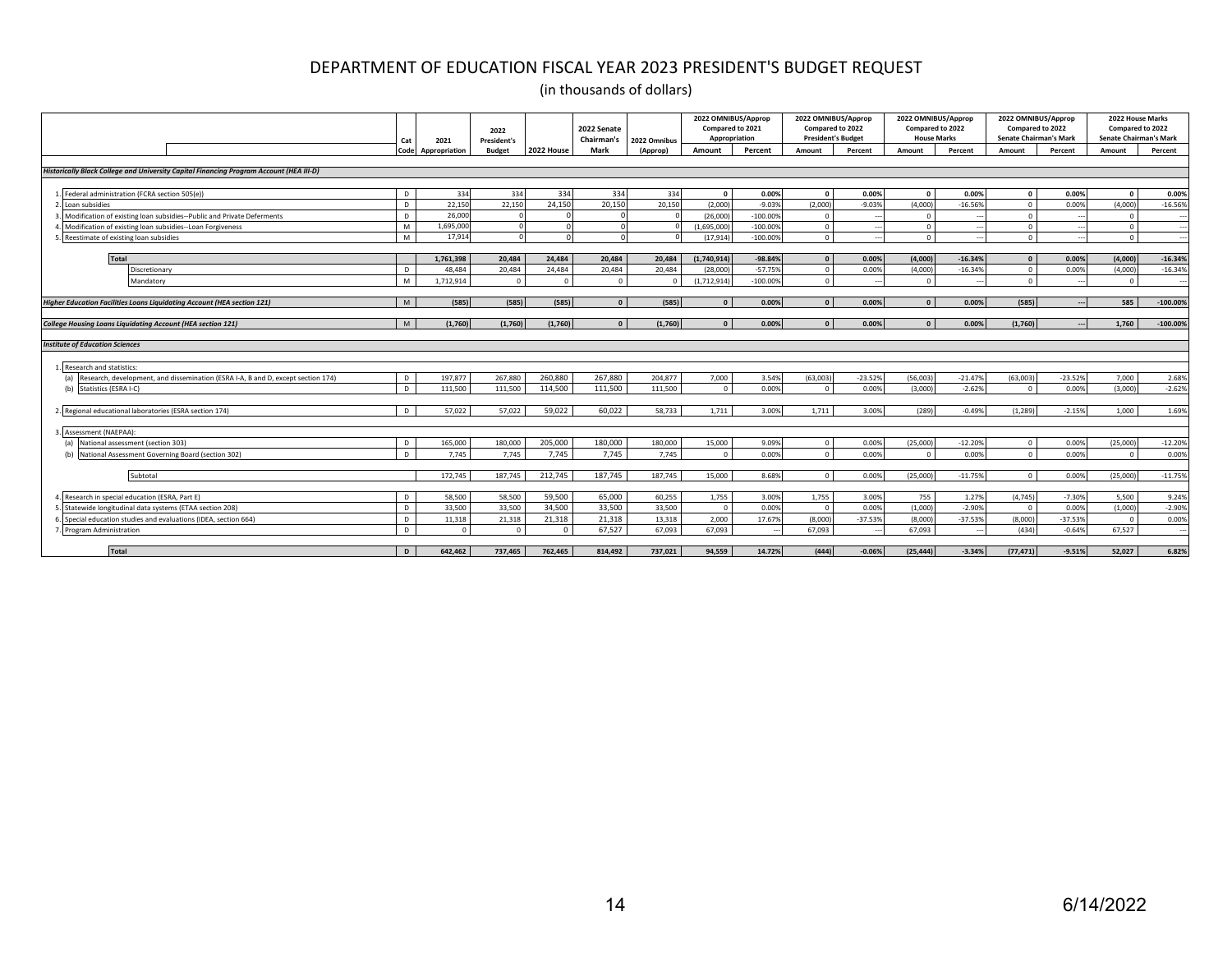# DEPARTMENT OF EDUCATION FISCAL YEAR 2023 PRESIDENT'S BUDGET REQUEST

(in thousands of dollars)

| | Cat Code | 2021 Appropriation | 2022 President's Budget | 2022 House | 2022 Senate Chairman's Mark | 2022 Omnibus (Approp) | 2022 OMNIBUS/Approp Compared to 2021 Appropriation | | 2022 OMNIBUS/Approp Compared to 2022 President's Budget | | 2022 OMNIBUS/Approp Compared to 2022 House Marks | | 2022 OMNIBUS/Approp Compared to 2022 Senate Chairman's Mark | | 2022 House Marks Compared to 2022 Senate Chairman's Mark | |
|---|---|---|---|---|---|---|---|---|---|---|---|---|---|---|---|---|
| | | | | | | | Amount | Percent | Amount | Percent | Amount | Percent | Amount | Percent | Amount | Percent |
| ***Historically Black College and University Capital Financing Program Account (HEA III-D)*** | | | | | | | | | | | | | | | | |
| 1. Federal administration (FCRA section 505(e)) | D | 334 | 334 | 334 | 334 | 334 | 0 | 0.00% | 0 | 0.00% | 0 | 0.00% | 0 | 0.00% | 0 | 0.00% |
| 2. Loan subsidies | D | 22,150 | 22,150 | 24,150 | 20,150 | 20,150 | (2,000) | -9.03% | (2,000) | -9.03% | (4,000) | -16.56% | 0 | 0.00% | (4,000) | -16.56% |
| 3. Modification of existing loan subsidies--Public and Private Deferments | D | 26,000 | 0 | 0 | 0 | 0 | (26,000) | -100.00% | 0 | --- | 0 | --- | 0 | --- | 0 | --- |
| 4. Modification of existing loan subsidies--Loan Forgiveness | M | 1,695,000 | 0 | 0 | 0 | 0 | (1,695,000) | -100.00% | 0 | --- | 0 | --- | 0 | --- | 0 | --- |
| 5. Reestimate of existing loan subsidies | M | 17,914 | 0 | 0 | 0 | 0 | (17,914) | -100.00% | 0 | --- | 0 | --- | 0 | --- | 0 | --- |
| **Total** | | 1,761,398 | 20,484 | 24,484 | 20,484 | 20,484 | (1,740,914) | -98.84% | 0 | 0.00% | (4,000) | -16.34% | 0 | 0.00% | (4,000) | -16.34% |
| Discretionary | D | 48,484 | 20,484 | 24,484 | 20,484 | 20,484 | (28,000) | -57.75% | 0 | 0.00% | (4,000) | -16.34% | 0 | 0.00% | (4,000) | -16.34% |
| Mandatory | M | 1,712,914 | 0 | 0 | 0 | 0 | (1,712,914) | -100.00% | 0 | --- | 0 | --- | 0 | --- | 0 | --- |
| ***Higher Education Facilities Loans Liquidating Account (HEA section 121)*** | M | (585) | (585) | (585) | 0 | (585) | 0 | 0.00% | 0 | 0.00% | 0 | 0.00% | (585) | --- | 585 | -100.00% |
| ***College Housing Loans Liquidating Account (HEA section 121)*** | M | (1,760) | (1,760) | (1,760) | 0 | (1,760) | 0 | 0.00% | 0 | 0.00% | 0 | 0.00% | (1,760) | --- | 1,760 | -100.00% |
| ***Institute of Education Sciences*** | | | | | | | | | | | | | | | | |
| 1. Research and statistics: | | | | | | | | | | | | | | | | |
| (a) Research, development, and dissemination (ESRA I-A, B and D, except section 174) | D | 197,877 | 267,880 | 260,880 | 267,880 | 204,877 | 7,000 | 3.54% | (63,003) | -23.52% | (56,003) | -21.47% | (63,003) | -23.52% | 7,000 | 2.68% |
| (b) Statistics (ESRA I-C) | D | 111,500 | 111,500 | 114,500 | 111,500 | 111,500 | 0 | 0.00% | 0 | 0.00% | (3,000) | -2.62% | 0 | 0.00% | (3,000) | -2.62% |
| 2. Regional educational laboratories (ESRA section 174) | D | 57,022 | 57,022 | 59,022 | 60,022 | 58,733 | 1,711 | 3.00% | 1,711 | 3.00% | (289) | -0.49% | (1,289) | -2.15% | 1,000 | 1.69% |
| 3. Assessment (NAEPAA): | | | | | | | | | | | | | | | | |
| (a) National assessment (section 303) | D | 165,000 | 180,000 | 205,000 | 180,000 | 180,000 | 15,000 | 9.09% | 0 | 0.00% | (25,000) | -12.20% | 0 | 0.00% | (25,000) | -12.20% |
| (b) National Assessment Governing Board (section 302) | D | 7,745 | 7,745 | 7,745 | 7,745 | 7,745 | 0 | 0.00% | 0 | 0.00% | 0 | 0.00% | 0 | 0.00% | 0 | 0.00% |
| Subtotal | | 172,745 | 187,745 | 212,745 | 187,745 | 187,745 | 15,000 | 8.68% | 0 | 0.00% | (25,000) | -11.75% | 0 | 0.00% | (25,000) | -11.75% |
| 4. Research in special education (ESRA, Part E) | D | 58,500 | 58,500 | 59,500 | 65,000 | 60,255 | 1,755 | 3.00% | 1,755 | 3.00% | 755 | 1.27% | (4,745) | -7.30% | 5,500 | 9.24% |
| 5. Statewide longitudinal data systems (ETAA section 208) | D | 33,500 | 33,500 | 34,500 | 33,500 | 33,500 | 0 | 0.00% | 0 | 0.00% | (1,000) | -2.90% | 0 | 0.00% | (1,000) | -2.90% |
| 6. Special education studies and evaluations (IDEA, section 664) | D | 11,318 | 21,318 | 21,318 | 21,318 | 13,318 | 2,000 | 17.67% | (8,000) | -37.53% | (8,000) | -37.53% | (8,000) | -37.53% | 0 | 0.00% |
| 7. Program Administration | D | 0 | 0 | 0 | 67,527 | 67,093 | 67,093 | --- | 67,093 | --- | 67,093 | --- | (434) | -0.64% | 67,527 | --- |
| **Total** | D | 642,462 | 737,465 | 762,465 | 814,492 | 737,021 | 94,559 | 14.72% | (444) | -0.06% | (25,444) | -3.34% | (77,471) | -9.51% | 52,027 | 6.82% |

6/14/2022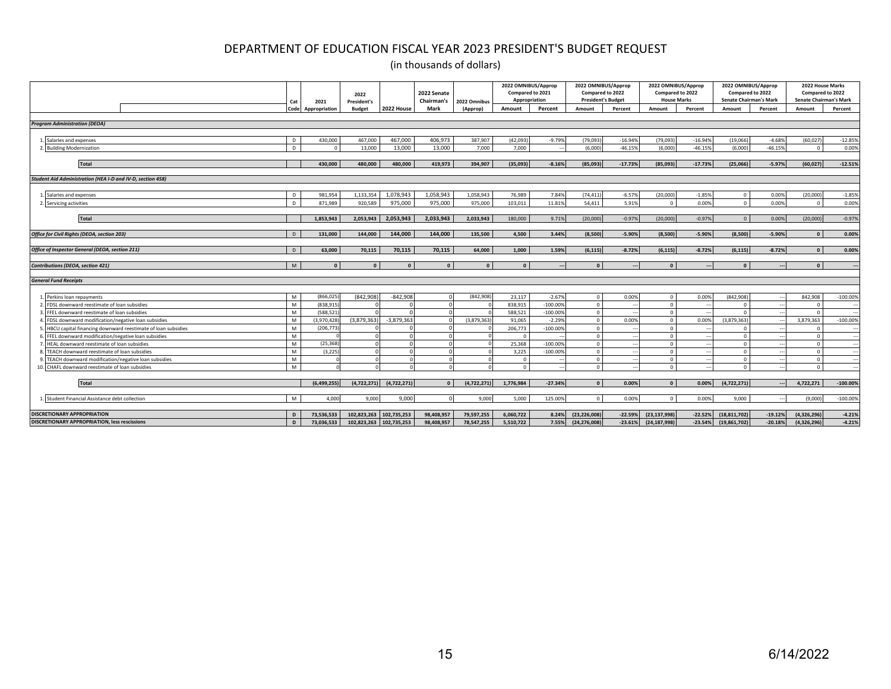# DEPARTMENT OF EDUCATION FISCAL YEAR 2023 PRESIDENT'S BUDGET REQUEST

(in thousands of dollars)

| | Cat Code | 2021 Appropriation | 2022 President's Budget | 2022 House | 2022 Senate Chairman's Mark | 2022 Omnibus (Approp) | 2022 OMNIBUS/Approp Compared to 2021 Appropriation | | 2022 OMNIBUS/Approp Compared to 2022 President's Budget | | 2022 OMNIBUS/Approp Compared to 2022 House Marks | | 2022 OMNIBUS/Approp Compared to 2022 Senate Chairman's Mark | | 2022 House Marks Compared to 2022 Senate Chairman's Mark | |
|---|---|---|---|---|---|---|---|---|---|---|---|---|---|---|---|---|
| | | | | | | | Amount | Percent | Amount | Percent | Amount | Percent | Amount | Percent | Amount | Percent |
| ***Program Administration (DEOA)*** | | | | | | | | | | | | | | | | |
| 1. Salaries and expenses | D | 430,000 | 467,000 | 467,000 | 406,973 | 387,907 | (42,093) | -9.79% | (79,093) | -16.94% | (79,093) | -16.94% | (19,066) | -4.68% | (60,027) | -12.85% |
| 2. Building Modernization | D | 0 | 13,000 | 13,000 | 13,000 | 7,000 | 7,000 | --- | (6,000) | -46.15% | (6,000) | -46.15% | (6,000) | -46.15% | 0 | 0.00% |
| **Total** | | **430,000** | **480,000** | **480,000** | **419,973** | **394,907** | **(35,093)** | **-8.16%** | **(85,093)** | **-17.73%** | **(85,093)** | **-17.73%** | **(25,066)** | **-5.97%** | **(60,027)** | **-12.51%** |
| ***Student Aid Administration (HEA I-D and IV-D, section 458)*** | | | | | | | | | | | | | | | | |
| 1. Salaries and expenses | D | 981,954 | 1,133,354 | 1,078,943 | 1,058,943 | 1,058,943 | 76,989 | 7.84% | (74,411) | -6.57% | (20,000) | -1.85% | 0 | 0.00% | (20,000) | -1.85% |
| 2. Servicing activities | D | 871,989 | 920,589 | 975,000 | 975,000 | 975,000 | 103,011 | 11.81% | 54,411 | 5.91% | 0 | 0.00% | 0 | 0.00% | 0 | 0.00% |
| **Total** | | **1,853,943** | **2,053,943** | **2,053,943** | **2,033,943** | **2,033,943** | 180,000 | 9.71% | (20,000) | -0.97% | (20,000) | -0.97% | 0 | 0.00% | (20,000) | -0.97% |
| ***Office for Civil Rights (DEOA, section 203)*** | D | **131,000** | **144,000** | **144,000** | **144,000** | **135,500** | **4,500** | **3.44%** | **(8,500)** | **-5.90%** | **(8,500)** | **-5.90%** | **(8,500)** | **-5.90%** | **0** | **0.00%** |
| ***Office of Inspector General (DEOA, section 211)*** | D | **63,000** | **70,115** | **70,115** | **70,115** | **64,000** | **1,000** | **1.59%** | **(6,115)** | **-8.72%** | **(6,115)** | **-8.72%** | **(6,115)** | **-8.72%** | **0** | **0.00%** |
| ***Contributions (DEOA, section 421)*** | M | **0** | **0** | **0** | **0** | **0** | **0** | **---** | **0** | **---** | **0** | **---** | **0** | **---** | **0** | **---** |
| ***General Fund Receipts*** | | | | | | | | | | | | | | | | |
| 1. Perkins loan repayments | M | (866,025) | (842,908) | -842,908 | 0 | (842,908) | 23,117 | -2.67% | 0 | 0.00% | 0 | 0.00% | (842,908) | --- | 842,908 | -100.00% |
| 2. FDSL downward reestimate of loan subsidies | M | (838,915) | 0 | 0 | 0 | 0 | 838,915 | -100.00% | 0 | --- | 0 | --- | 0 | --- | 0 | --- |
| 3. FFEL downward reestimate of loan subsidies | M | (588,521) | 0 | 0 | 0 | 0 | 588,521 | -100.00% | 0 | --- | 0 | --- | 0 | --- | 0 | --- |
| 4. FDSL downward modification/negative loan subsidies | M | (3,970,428) | (3,879,363) | -3,879,363 | 0 | (3,879,363) | 91,065 | -2.29% | 0 | 0.00% | 0 | 0.00% | (3,879,363) | --- | 3,879,363 | -100.00% |
| 5. HBCU capital financing downward reestimate of loan subsidies | M | (206,773) | 0 | 0 | 0 | 0 | 206,773 | -100.00% | 0 | --- | 0 | --- | 0 | --- | 0 | --- |
| 6. FFEL downward modification/negative loan subsidies | M | 0 | 0 | 0 | 0 | 0 | 0 | --- | 0 | --- | 0 | --- | 0 | --- | 0 | --- |
| 7. HEAL downward reestimate of loan subsidies | M | (25,368) | 0 | 0 | 0 | 0 | 25,368 | -100.00% | 0 | --- | 0 | --- | 0 | --- | 0 | --- |
| 8. TEACH downward reestimate of loan subsidies | M | (3,225) | 0 | 0 | 0 | 0 | 3,225 | -100.00% | 0 | --- | 0 | --- | 0 | --- | 0 | --- |
| 9. TEACH downward modification/negative loan subsidies | M | 0 | 0 | 0 | 0 | 0 | 0 | --- | 0 | --- | 0 | --- | 0 | --- | 0 | --- |
| 10. CHAFL downward reestimate of loan subsidies | M | 0 | 0 | 0 | 0 | 0 | 0 | --- | 0 | --- | 0 | --- | 0 | --- | 0 | --- |
| **Total** | | **(6,499,255)** | **(4,722,271)** | **(4,722,271)** | **0** | **(4,722,271)** | **1,776,984** | **-27.34%** | **0** | **0.00%** | **0** | **0.00%** | **(4,722,271)** | **---** | **4,722,271** | **-100.00%** |
| 1. Student Financial Assistance debt collection | M | 4,000 | 9,000 | 9,000 | 0 | 9,000 | 5,000 | 125.00% | 0 | 0.00% | 0 | 0.00% | 9,000 | --- | (9,000) | -100.00% |
| **DISCRETIONARY APPROPRIATION** | **D** | **73,536,533** | **102,823,263** | **102,735,253** | **98,408,957** | **79,597,255** | **6,060,722** | **8.24%** | **(23,226,008)** | **-22.59%** | **(23,137,998)** | **-22.52%** | **(18,811,702)** | **-19.12%** | **(4,326,296)** | **-4.21%** |
| **DISCRETIONARY APPROPRIATION, less rescissions** | **D** | **73,036,533** | **102,823,263** | **102,735,253** | **98,408,957** | **78,547,255** | **5,510,722** | **7.55%** | **(24,276,008)** | **-23.61%** | **(24,187,998)** | **-23.54%** | **(19,861,702)** | **-20.18%** | **(4,326,296)** | **-4.21%** |

6/14/2022